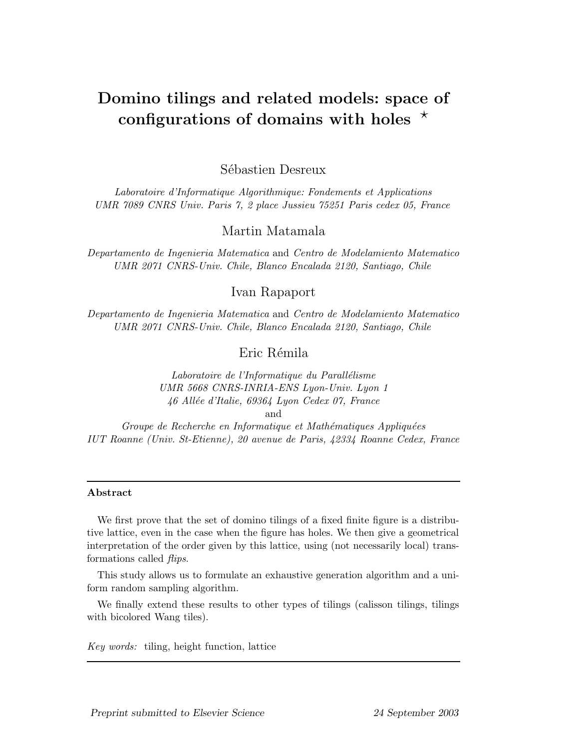# Domino tilings and related models: space of configurations of domains with holes ⋆

Sébastien Desreux

*Laboratoire d'Informatique Algorithmique: Fondements et Applications*
*UMR 7089 CNRS Univ. Paris 7, 2 place Jussieu 75251 Paris cedex 05, France*

Martin Matamala

*Departamento de Ingenieria Matematica* and *Centro de Modelamiento Matematico*
*UMR 2071 CNRS-Univ. Chile, Blanco Encalada 2120, Santiago, Chile*

Ivan Rapaport

*Departamento de Ingenieria Matematica* and *Centro de Modelamiento Matematico*
*UMR 2071 CNRS-Univ. Chile, Blanco Encalada 2120, Santiago, Chile*

Eric Rémila

*Laboratoire de l'Informatique du Parallélisme*
*UMR 5668 CNRS-INRIA-ENS Lyon-Univ. Lyon 1*
*46 Allée d'Italie, 69364 Lyon Cedex 07, France*
and
*Groupe de Recherche en Informatique et Mathématiques Appliquées*
*IUT Roanne (Univ. St-Etienne), 20 avenue de Paris, 42334 Roanne Cedex, France*

---

**Abstract**

We first prove that the set of domino tilings of a fixed finite figure is a distributive lattice, even in the case when the figure has holes. We then give a geometrical interpretation of the order given by this lattice, using (not necessarily local) transformations called *flips*.

This study allows us to formulate an exhaustive generation algorithm and a uniform random sampling algorithm.

We finally extend these results to other types of tilings (calisson tilings, tilings with bicolored Wang tiles).

*Key words:* tiling, height function, lattice

---

*Preprint submitted to Elsevier Science* 24 September 2003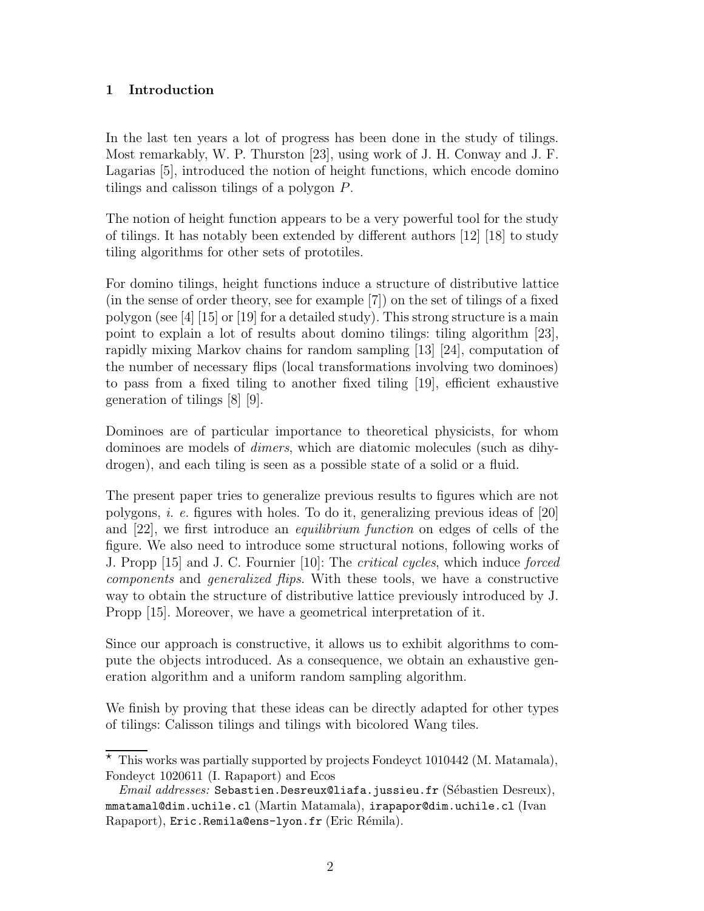## 1 Introduction

In the last ten years a lot of progress has been done in the study of tilings. Most remarkably, W. P. Thurston [23], using work of J. H. Conway and J. F. Lagarias [5], introduced the notion of height functions, which encode domino tilings and calisson tilings of a polygon $P$.

The notion of height function appears to be a very powerful tool for the study of tilings. It has notably been extended by different authors [12] [18] to study tiling algorithms for other sets of prototiles.

For domino tilings, height functions induce a structure of distributive lattice (in the sense of order theory, see for example [7]) on the set of tilings of a fixed polygon (see [4] [15] or [19] for a detailed study). This strong structure is a main point to explain a lot of results about domino tilings: tiling algorithm [23], rapidly mixing Markov chains for random sampling [13] [24], computation of the number of necessary flips (local transformations involving two dominoes) to pass from a fixed tiling to another fixed tiling [19], efficient exhaustive generation of tilings [8] [9].

Dominoes are of particular importance to theoretical physicists, for whom dominoes are models of *dimers*, which are diatomic molecules (such as dihydrogen), and each tiling is seen as a possible state of a solid or a fluid.

The present paper tries to generalize previous results to figures which are not polygons, *i. e.* figures with holes. To do it, generalizing previous ideas of [20] and [22], we first introduce an *equilibrium function* on edges of cells of the figure. We also need to introduce some structural notions, following works of J. Propp [15] and J. C. Fournier [10]: The *critical cycles*, which induce *forced components* and *generalized flips*. With these tools, we have a constructive way to obtain the structure of distributive lattice previously introduced by J. Propp [15]. Moreover, we have a geometrical interpretation of it.

Since our approach is constructive, it allows us to exhibit algorithms to compute the objects introduced. As a consequence, we obtain an exhaustive generation algorithm and a uniform random sampling algorithm.

We finish by proving that these ideas can be directly adapted for other types of tilings: Calisson tilings and tilings with bicolored Wang tiles.

---

⋆ This works was partially supported by projects Fondeyct 1010442 (M. Matamala), Fondeyct 1020611 (I. Rapaport) and Ecos

*Email addresses:* `Sebastien.Desreux@liafa.jussieu.fr` (Sébastien Desreux), `mmatamal@dim.uchile.cl` (Martin Matamala), `irapapor@dim.uchile.cl` (Ivan Rapaport), `Eric.Remila@ens-lyon.fr` (Eric Rémila).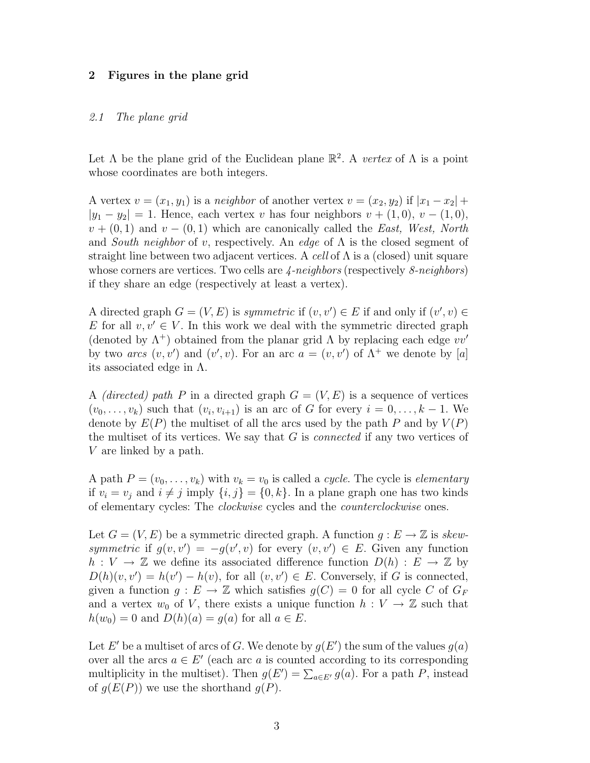## 2 Figures in the plane grid

### 2.1 The plane grid

Let $\Lambda$ be the plane grid of the Euclidean plane $\mathbb{R}^2$. A *vertex* of $\Lambda$ is a point whose coordinates are both integers.

A vertex $v = (x_1, y_1)$ is a *neighbor* of another vertex $v = (x_2, y_2)$ if $|x_1 - x_2| + |y_1 - y_2| = 1$. Hence, each vertex $v$ has four neighbors $v + (1, 0)$, $v - (1, 0)$, $v + (0, 1)$ and $v - (0, 1)$ which are canonically called the *East, West, North* and *South neighbor* of $v$, respectively. An *edge* of $\Lambda$ is the closed segment of straight line between two adjacent vertices. A *cell* of $\Lambda$ is a (closed) unit square whose corners are vertices. Two cells are *4-neighbors* (respectively *8-neighbors*) if they share an edge (respectively at least a vertex).

A directed graph $G = (V, E)$ is *symmetric* if $(v, v') \in E$ if and only if $(v', v) \in E$ for all $v, v' \in V$. In this work we deal with the symmetric directed graph (denoted by $\Lambda^+$) obtained from the planar grid $\Lambda$ by replacing each edge $vv'$ by two *arcs* $(v, v')$ and $(v', v)$. For an arc $a = (v, v')$ of $\Lambda^+$ we denote by $[a]$ its associated edge in $\Lambda$.

A *(directed) path* $P$ in a directed graph $G = (V, E)$ is a sequence of vertices $(v_0, \ldots, v_k)$ such that $(v_i, v_{i+1})$ is an arc of $G$ for every $i = 0, \ldots, k - 1$. We denote by $E(P)$ the multiset of all the arcs used by the path $P$ and by $V(P)$ the multiset of its vertices. We say that $G$ is *connected* if any two vertices of $V$ are linked by a path.

A path $P = (v_0, \ldots, v_k)$ with $v_k = v_0$ is called a *cycle*. The cycle is *elementary* if $v_i = v_j$ and $i \neq j$ imply $\{i, j\} = \{0, k\}$. In a plane graph one has two kinds of elementary cycles: The *clockwise* cycles and the *counterclockwise* ones.

Let $G = (V, E)$ be a symmetric directed graph. A function $g : E \to \mathbb{Z}$ is *skew-symmetric* if $g(v, v') = -g(v', v)$ for every $(v, v') \in E$. Given any function $h : V \to \mathbb{Z}$ we define its associated difference function $D(h) : E \to \mathbb{Z}$ by $D(h)(v, v') = h(v') - h(v)$, for all $(v, v') \in E$. Conversely, if $G$ is connected, given a function $g : E \to \mathbb{Z}$ which satisfies $g(C) = 0$ for all cycle $C$ of $G_F$ and a vertex $w_0$ of $V$, there exists a unique function $h : V \to \mathbb{Z}$ such that $h(w_0) = 0$ and $D(h)(a) = g(a)$ for all $a \in E$.

Let $E'$ be a multiset of arcs of $G$. We denote by $g(E')$ the sum of the values $g(a)$ over all the arcs $a \in E'$ (each arc $a$ is counted according to its corresponding multiplicity in the multiset). Then $g(E') = \sum_{a \in E'} g(a)$. For a path $P$, instead of $g(E(P))$ we use the shorthand $g(P)$.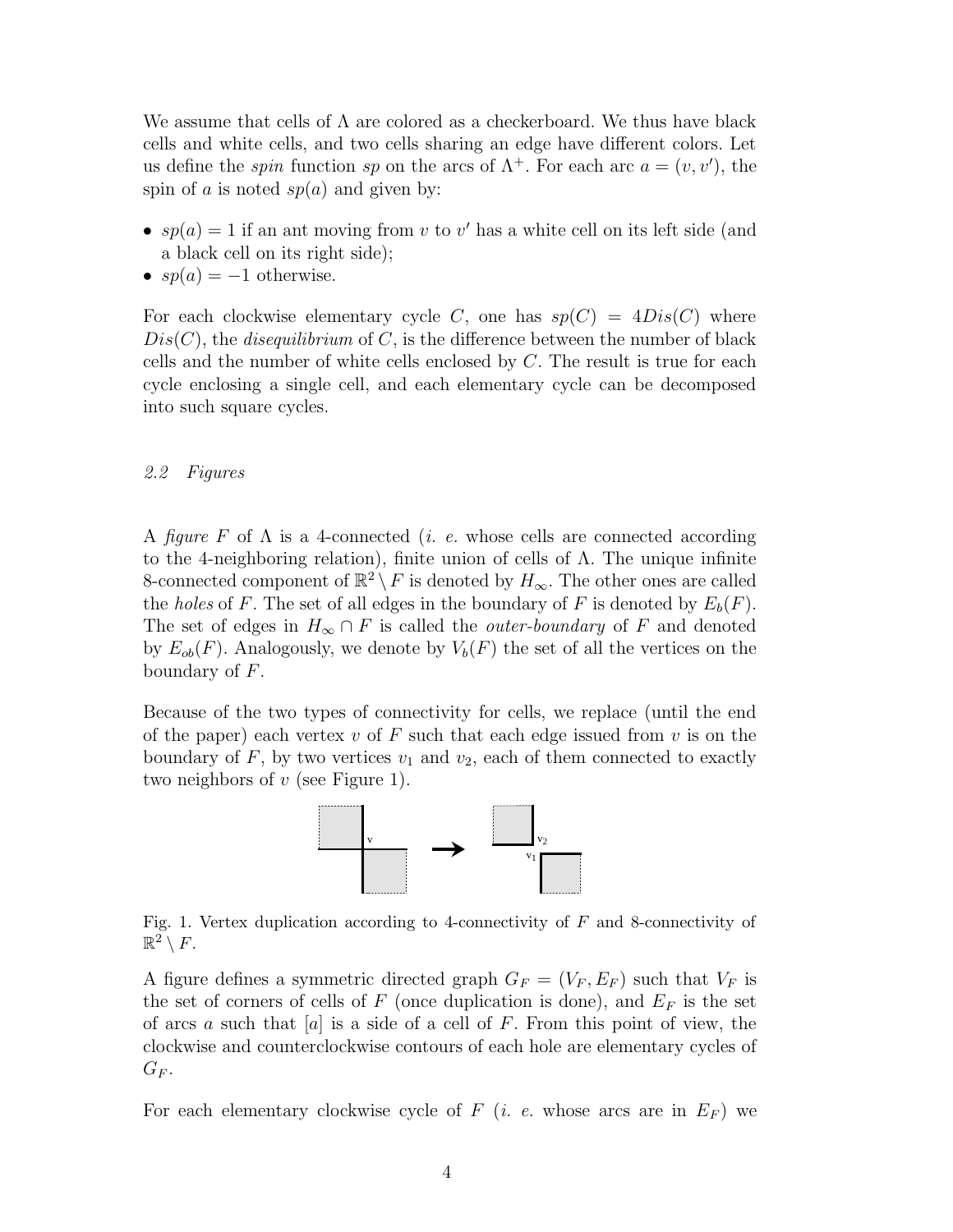We assume that cells of $\Lambda$ are colored as a checkerboard. We thus have black cells and white cells, and two cells sharing an edge have different colors. Let us define the *spin* function $sp$ on the arcs of $\Lambda^+$. For each arc $a = (v, v')$, the spin of $a$ is noted $sp(a)$ and given by:

- $sp(a) = 1$ if an ant moving from $v$ to $v'$ has a white cell on its left side (and a black cell on its right side);
- $sp(a) = -1$ otherwise.

For each clockwise elementary cycle $C$, one has $sp(C) = 4Dis(C)$ where $Dis(C)$, the *disequilibrium* of $C$, is the difference between the number of black cells and the number of white cells enclosed by $C$. The result is true for each cycle enclosing a single cell, and each elementary cycle can be decomposed into such square cycles.

### 2.2 Figures

A *figure* $F$ of $\Lambda$ is a 4-connected (*i. e.* whose cells are connected according to the 4-neighboring relation), finite union of cells of $\Lambda$. The unique infinite 8-connected component of $\mathbb{R}^2 \setminus F$ is denoted by $H_\infty$. The other ones are called the *holes* of $F$. The set of all edges in the boundary of $F$ is denoted by $E_b(F)$. The set of edges in $H_\infty \cap F$ is called the *outer-boundary* of $F$ and denoted by $E_{ob}(F)$. Analogously, we denote by $V_b(F)$ the set of all the vertices on the boundary of $F$.

Because of the two types of connectivity for cells, we replace (until the end of the paper) each vertex $v$ of $F$ such that each edge issued from $v$ is on the boundary of $F$, by two vertices $v_1$ and $v_2$, each of them connected to exactly two neighbors of $v$ (see Figure 1).

Fig. 1. Vertex duplication according to 4-connectivity of $F$ and 8-connectivity of $\mathbb{R}^2 \setminus F$.

A figure defines a symmetric directed graph $G_F = (V_F, E_F)$ such that $V_F$ is the set of corners of cells of $F$ (once duplication is done), and $E_F$ is the set of arcs $a$ such that $[a]$ is a side of a cell of $F$. From this point of view, the clockwise and counterclockwise contours of each hole are elementary cycles of $G_F$.

For each elementary clockwise cycle of $F$ (*i. e.* whose arcs are in $E_F$) we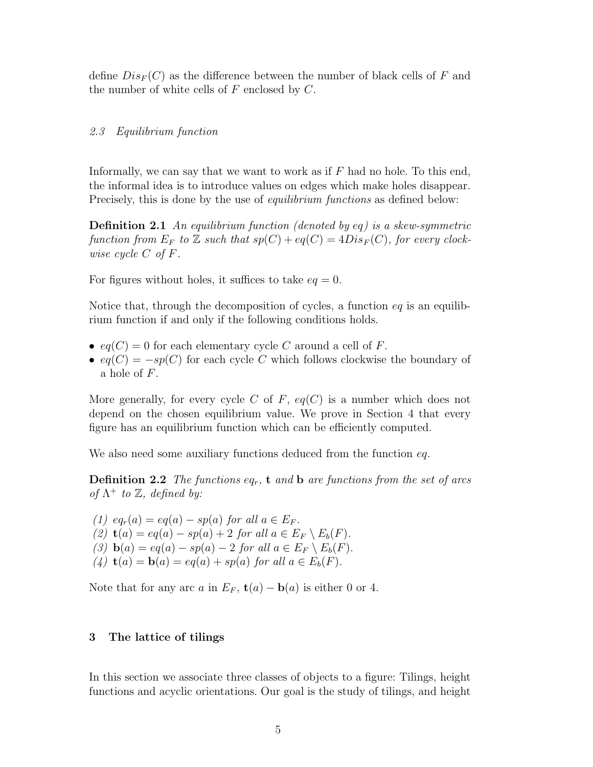define $Dis_F(C)$ as the difference between the number of black cells of $F$ and the number of white cells of $F$ enclosed by $C$.

### *2.3 Equilibrium function*

Informally, we can say that we want to work as if $F$ had no hole. To this end, the informal idea is to introduce values on edges which make holes disappear. Precisely, this is done by the use of *equilibrium functions* as defined below:

**Definition 2.1** *An equilibrium function (denoted by eq) is a skew-symmetric function from $E_F$ to $\mathbb{Z}$ such that $sp(C) + eq(C) = 4Dis_F(C)$, for every clockwise cycle $C$ of $F$.*

For figures without holes, it suffices to take $eq = 0$.

Notice that, through the decomposition of cycles, a function $eq$ is an equilibrium function if and only if the following conditions holds.

- $eq(C) = 0$ for each elementary cycle $C$ around a cell of $F$.
- $eq(C) = -sp(C)$ for each cycle $C$ which follows clockwise the boundary of a hole of $F$.

More generally, for every cycle $C$ of $F$, $eq(C)$ is a number which does not depend on the chosen equilibrium value. We prove in Section 4 that every figure has an equilibrium function which can be efficiently computed.

We also need some auxiliary functions deduced from the function $eq$.

**Definition 2.2** *The functions $eq_r$, $\mathbf{t}$ and $\mathbf{b}$ are functions from the set of arcs of $\Lambda^+$ to $\mathbb{Z}$, defined by:*

*(1) $eq_r(a) = eq(a) - sp(a)$ for all $a \in E_F$.*
*(2) $\mathbf{t}(a) = eq(a) - sp(a) + 2$ for all $a \in E_F \setminus E_b(F)$.*
*(3) $\mathbf{b}(a) = eq(a) - sp(a) - 2$ for all $a \in E_F \setminus E_b(F)$.*
*(4) $\mathbf{t}(a) = \mathbf{b}(a) = eq(a) + sp(a)$ for all $a \in E_b(F)$.*

Note that for any arc $a$ in $E_F$, $\mathbf{t}(a) - \mathbf{b}(a)$ is either 0 or 4.

## 3 The lattice of tilings

In this section we associate three classes of objects to a figure: Tilings, height functions and acyclic orientations. Our goal is the study of tilings, and height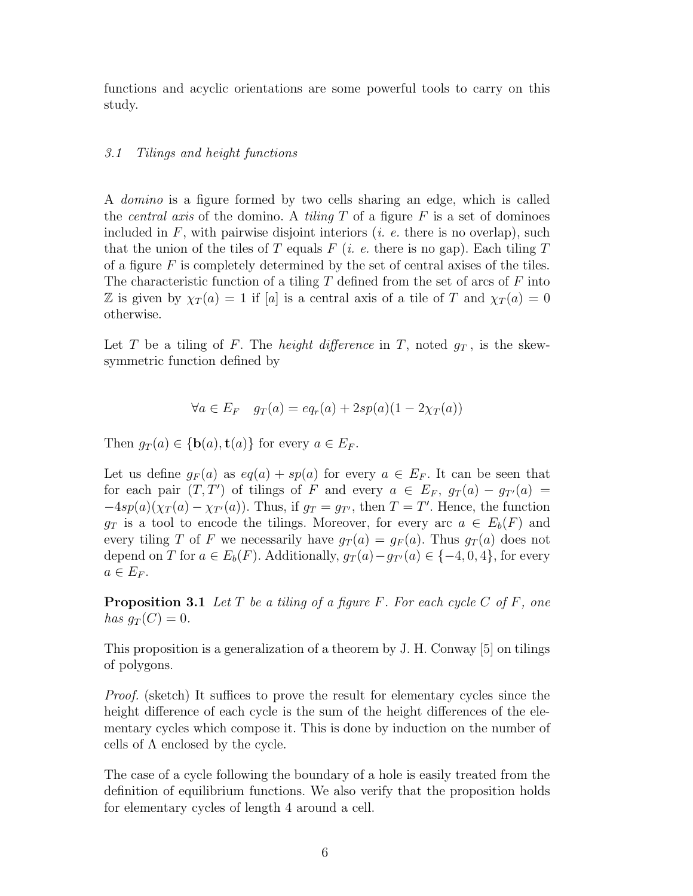functions and acyclic orientations are some powerful tools to carry on this study.

### 3.1 Tilings and height functions

A *domino* is a figure formed by two cells sharing an edge, which is called the *central axis* of the domino. A *tiling* $T$ of a figure $F$ is a set of dominoes included in $F$, with pairwise disjoint interiors (*i. e.* there is no overlap), such that the union of the tiles of $T$ equals $F$ (*i. e.* there is no gap). Each tiling $T$ of a figure $F$ is completely determined by the set of central axises of the tiles. The characteristic function of a tiling $T$ defined from the set of arcs of $F$ into $\mathbb{Z}$ is given by $\chi_T(a) = 1$ if $[a]$ is a central axis of a tile of $T$ and $\chi_T(a) = 0$ otherwise.

Let $T$ be a tiling of $F$. The *height difference* in $T$, noted $g_T$, is the skew-symmetric function defined by

$$\forall a \in E_F \quad g_T(a) = eq_r(a) + 2sp(a)(1 - 2\chi_T(a))$$

Then $g_T(a) \in \{\mathbf{b}(a), \mathbf{t}(a)\}$ for every $a \in E_F$.

Let us define $g_F(a)$ as $eq(a) + sp(a)$ for every $a \in E_F$. It can be seen that for each pair $(T, T')$ of tilings of $F$ and every $a \in E_F$, $g_T(a) - g_{T'}(a) = -4sp(a)(\chi_T(a) - \chi_{T'}(a))$. Thus, if $g_T = g_{T'}$, then $T = T'$. Hence, the function $g_T$ is a tool to encode the tilings. Moreover, for every arc $a \in E_b(F)$ and every tiling $T$ of $F$ we necessarily have $g_T(a) = g_F(a)$. Thus $g_T(a)$ does not depend on $T$ for $a \in E_b(F)$. Additionally, $g_T(a) - g_{T'}(a) \in \{-4, 0, 4\}$, for every $a \in E_F$.

**Proposition 3.1** *Let $T$ be a tiling of a figure $F$. For each cycle $C$ of $F$, one has $g_T(C) = 0$.*

This proposition is a generalization of a theorem by J. H. Conway [5] on tilings of polygons.

*Proof.* (sketch) It suffices to prove the result for elementary cycles since the height difference of each cycle is the sum of the height differences of the elementary cycles which compose it. This is done by induction on the number of cells of $\Lambda$ enclosed by the cycle.

The case of a cycle following the boundary of a hole is easily treated from the definition of equilibrium functions. We also verify that the proposition holds for elementary cycles of length 4 around a cell.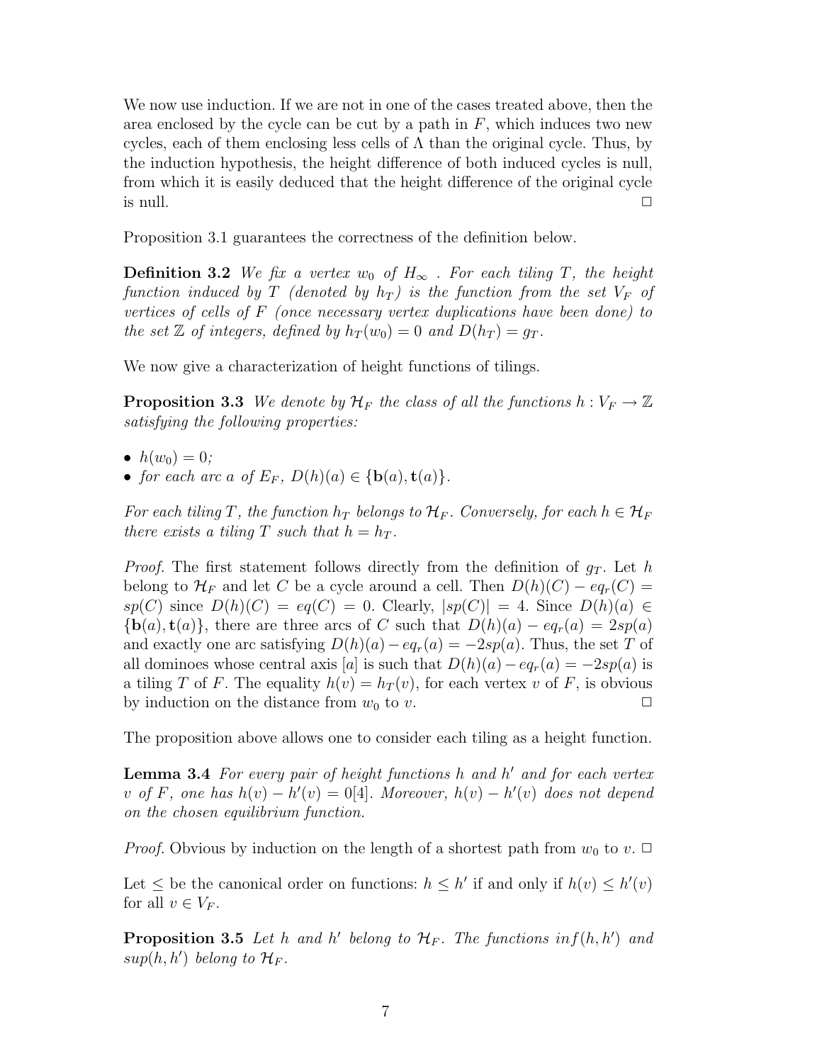We now use induction. If we are not in one of the cases treated above, then the area enclosed by the cycle can be cut by a path in $F$, which induces two new cycles, each of them enclosing less cells of $\Lambda$ than the original cycle. Thus, by the induction hypothesis, the height difference of both induced cycles is null, from which it is easily deduced that the height difference of the original cycle is null. □

Proposition 3.1 guarantees the correctness of the definition below.

**Definition 3.2** *We fix a vertex $w_0$ of $H_\infty$ . For each tiling $T$, the height function induced by $T$ (denoted by $h_T$) is the function from the set $V_F$ of vertices of cells of $F$ (once necessary vertex duplications have been done) to the set $\mathbb{Z}$ of integers, defined by $h_T(w_0) = 0$ and $D(h_T) = g_T$.*

We now give a characterization of height functions of tilings.

**Proposition 3.3** *We denote by $\mathcal{H}_F$ the class of all the functions $h : V_F \to \mathbb{Z}$ satisfying the following properties:*

- *$h(w_0) = 0$;*
- *for each arc $a$ of $E_F$, $D(h)(a) \in \{\mathbf{b}(a), \mathbf{t}(a)\}$.*

*For each tiling $T$, the function $h_T$ belongs to $\mathcal{H}_F$. Conversely, for each $h \in \mathcal{H}_F$ there exists a tiling $T$ such that $h = h_T$.*

*Proof.* The first statement follows directly from the definition of $g_T$. Let $h$ belong to $\mathcal{H}_F$ and let $C$ be a cycle around a cell. Then $D(h)(C) - eq_r(C) = sp(C)$ since $D(h)(C) = eq(C) = 0$. Clearly, $|sp(C)| = 4$. Since $D(h)(a) \in \{\mathbf{b}(a), \mathbf{t}(a)\}$, there are three arcs of $C$ such that $D(h)(a) - eq_r(a) = 2sp(a)$ and exactly one arc satisfying $D(h)(a) - eq_r(a) = -2sp(a)$. Thus, the set $T$ of all dominoes whose central axis $[a]$ is such that $D(h)(a) - eq_r(a) = -2sp(a)$ is a tiling $T$ of $F$. The equality $h(v) = h_T(v)$, for each vertex $v$ of $F$, is obvious by induction on the distance from $w_0$ to $v$. □

The proposition above allows one to consider each tiling as a height function.

**Lemma 3.4** *For every pair of height functions $h$ and $h'$ and for each vertex $v$ of $F$, one has $h(v) - h'(v) = 0[4]$. Moreover, $h(v) - h'(v)$ does not depend on the chosen equilibrium function.*

*Proof.* Obvious by induction on the length of a shortest path from $w_0$ to $v$. □

Let $\leq$ be the canonical order on functions: $h \leq h'$ if and only if $h(v) \leq h'(v)$ for all $v \in V_F$.

**Proposition 3.5** *Let $h$ and $h'$ belong to $\mathcal{H}_F$. The functions $inf(h, h')$ and $sup(h, h')$ belong to $\mathcal{H}_F$.*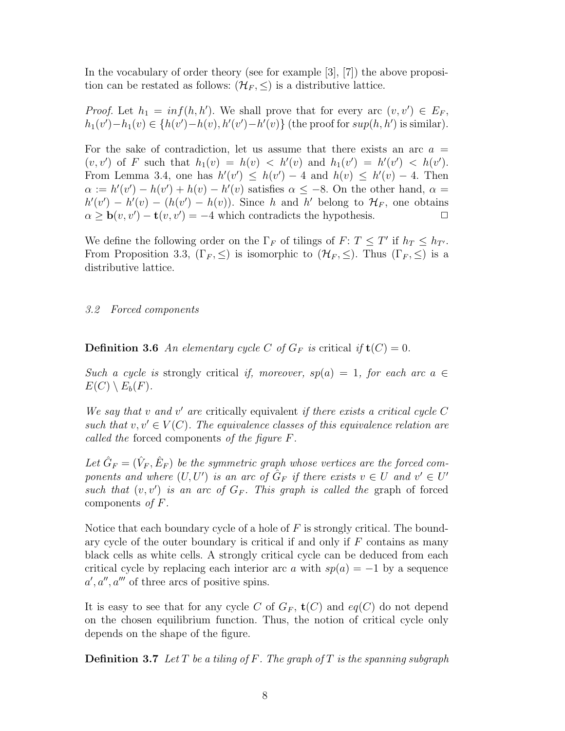In the vocabulary of order theory (see for example [3], [7]) the above proposition can be restated as follows: $(\mathcal{H}_F, \leq)$ is a distributive lattice.

*Proof.* Let $h_1 = inf(h, h')$. We shall prove that for every arc $(v, v') \in E_F$, $h_1(v') - h_1(v) \in \{h(v') - h(v), h'(v') - h'(v)\}$ (the proof for $sup(h, h')$ is similar).

For the sake of contradiction, let us assume that there exists an arc $a = (v, v')$ of $F$ such that $h_1(v) = h(v) < h'(v)$ and $h_1(v') = h'(v') < h(v')$. From Lemma 3.4, one has $h'(v') \leq h(v') - 4$ and $h(v) \leq h'(v) - 4$. Then $\alpha := h'(v') - h(v') + h(v) - h'(v)$ satisfies $\alpha \leq -8$. On the other hand, $\alpha = h'(v') - h'(v) - (h(v') - h(v))$. Since $h$ and $h'$ belong to $\mathcal{H}_F$, one obtains $\alpha \geq \mathbf{b}(v, v') - \mathbf{t}(v, v') = -4$ which contradicts the hypothesis. □

We define the following order on the $\Gamma_F$ of tilings of $F$: $T \leq T'$ if $h_T \leq h_{T'}$. From Proposition 3.3, $(\Gamma_F, \leq)$ is isomorphic to $(\mathcal{H}_F, \leq)$. Thus $(\Gamma_F, \leq)$ is a distributive lattice.

### 3.2 Forced components

**Definition 3.6** *An elementary cycle $C$ of $G_F$ is* critical *if $\mathbf{t}(C) = 0$.*

*Such a cycle is* strongly critical *if, moreover, $sp(a) = 1$, for each arc $a \in E(C) \setminus E_b(F)$.*

*We say that $v$ and $v'$ are* critically equivalent *if there exists a critical cycle $C$ such that $v, v' \in V(C)$. The equivalence classes of this equivalence relation are called the* forced components *of the figure $F$.*

*Let $\hat{G}_F = (\hat{V}_F, \hat{E}_F)$ be the symmetric graph whose vertices are the forced components and where $(U, U')$ is an arc of $\hat{G}_F$ if there exists $v \in U$ and $v' \in U'$ such that $(v, v')$ is an arc of $G_F$. This graph is called the* graph *of forced components of $F$.*

Notice that each boundary cycle of a hole of $F$ is strongly critical. The boundary cycle of the outer boundary is critical if and only if $F$ contains as many black cells as white cells. A strongly critical cycle can be deduced from each critical cycle by replacing each interior arc $a$ with $sp(a) = -1$ by a sequence $a', a'', a'''$ of three arcs of positive spins.

It is easy to see that for any cycle $C$ of $G_F$, $\mathbf{t}(C)$ and $eq(C)$ do not depend on the chosen equilibrium function. Thus, the notion of critical cycle only depends on the shape of the figure.

**Definition 3.7** *Let $T$ be a tiling of $F$. The graph of $T$ is the spanning subgraph*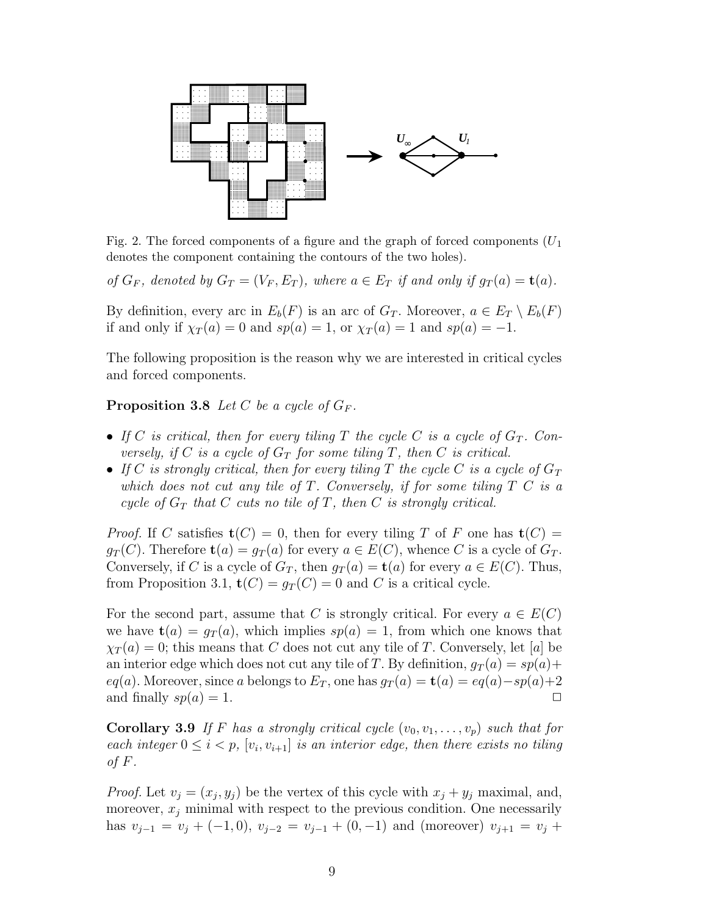Fig. 2. The forced components of a figure and the graph of forced components ($U_1$ denotes the component containing the contours of the two holes).

*of $G_F$, denoted by $G_T = (V_F, E_T)$, where $a \in E_T$ if and only if $g_T(a) = \mathbf{t}(a)$.*

By definition, every arc in $E_b(F)$ is an arc of $G_T$. Moreover, $a \in E_T \setminus E_b(F)$ if and only if $\chi_T(a) = 0$ and $sp(a) = 1$, or $\chi_T(a) = 1$ and $sp(a) = -1$.

The following proposition is the reason why we are interested in critical cycles and forced components.

**Proposition 3.8** *Let $C$ be a cycle of $G_F$.*

- *If $C$ is critical, then for every tiling $T$ the cycle $C$ is a cycle of $G_T$. Conversely, if $C$ is a cycle of $G_T$ for some tiling $T$, then $C$ is critical.*
- *If $C$ is strongly critical, then for every tiling $T$ the cycle $C$ is a cycle of $G_T$ which does not cut any tile of $T$. Conversely, if for some tiling $T$ $C$ is a cycle of $G_T$ that $C$ cuts no tile of $T$, then $C$ is strongly critical.*

*Proof.* If $C$ satisfies $\mathbf{t}(C) = 0$, then for every tiling $T$ of $F$ one has $\mathbf{t}(C) = g_T(C)$. Therefore $\mathbf{t}(a) = g_T(a)$ for every $a \in E(C)$, whence $C$ is a cycle of $G_T$. Conversely, if $C$ is a cycle of $G_T$, then $g_T(a) = \mathbf{t}(a)$ for every $a \in E(C)$. Thus, from Proposition 3.1, $\mathbf{t}(C) = g_T(C) = 0$ and $C$ is a critical cycle.

For the second part, assume that $C$ is strongly critical. For every $a \in E(C)$ we have $\mathbf{t}(a) = g_T(a)$, which implies $sp(a) = 1$, from which one knows that $\chi_T(a) = 0$; this means that $C$ does not cut any tile of $T$. Conversely, let $[a]$ be an interior edge which does not cut any tile of $T$. By definition, $g_T(a) = sp(a) + eq(a)$. Moreover, since $a$ belongs to $E_T$, one has $g_T(a) = \mathbf{t}(a) = eq(a) - sp(a) + 2$ and finally $sp(a) = 1$. $\square$

**Corollary 3.9** *If $F$ has a strongly critical cycle $(v_0, v_1, \ldots, v_p)$ such that for each integer $0 \leq i < p$, $[v_i, v_{i+1}]$ is an interior edge, then there exists no tiling of $F$.*

*Proof.* Let $v_j = (x_j, y_j)$ be the vertex of this cycle with $x_j + y_j$ maximal, and, moreover, $x_j$ minimal with respect to the previous condition. One necessarily has $v_{j-1} = v_j + (-1, 0)$, $v_{j-2} = v_{j-1} + (0, -1)$ and (moreover) $v_{j+1} = v_j +$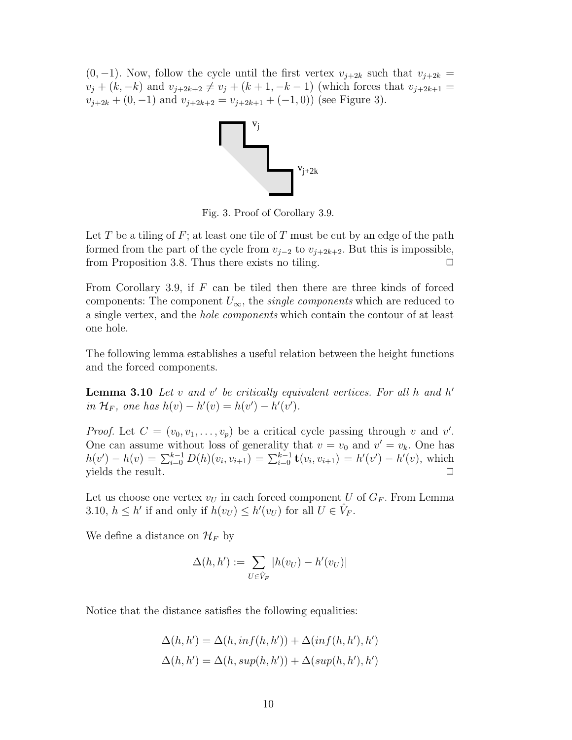$(0,-1)$. Now, follow the cycle until the first vertex $v_{j+2k}$ such that $v_{j+2k} = v_j + (k,-k)$ and $v_{j+2k+2} \neq v_j + (k+1,-k-1)$ (which forces that $v_{j+2k+1} = v_{j+2k} + (0,-1)$ and $v_{j+2k+2} = v_{j+2k+1} + (-1,0)$) (see Figure 3).

Fig. 3. Proof of Corollary 3.9.

Let $T$ be a tiling of $F$; at least one tile of $T$ must be cut by an edge of the path formed from the part of the cycle from $v_{j-2}$ to $v_{j+2k+2}$. But this is impossible, from Proposition 3.8. Thus there exists no tiling. □

From Corollary 3.9, if $F$ can be tiled then there are three kinds of forced components: The component $U_\infty$, the *single components* which are reduced to a single vertex, and the *hole components* which contain the contour of at least one hole.

The following lemma establishes a useful relation between the height functions and the forced components.

**Lemma 3.10** *Let $v$ and $v'$ be critically equivalent vertices. For all $h$ and $h'$ in $\mathcal{H}_F$, one has $h(v) - h'(v) = h(v') - h'(v')$.*

*Proof.* Let $C = (v_0, v_1, \ldots, v_p)$ be a critical cycle passing through $v$ and $v'$. One can assume without loss of generality that $v = v_0$ and $v' = v_k$. One has $h(v') - h(v) = \sum_{i=0}^{k-1} D(h)(v_i, v_{i+1}) = \sum_{i=0}^{k-1} \mathbf{t}(v_i, v_{i+1}) = h'(v') - h'(v)$, which yields the result. □

Let us choose one vertex $v_U$ in each forced component $U$ of $G_F$. From Lemma 3.10, $h \leq h'$ if and only if $h(v_U) \leq h'(v_U)$ for all $U \in \hat{V}_F$.

We define a distance on $\mathcal{H}_F$ by

$$\Delta(h,h') := \sum_{U \in \hat{V}_F} |h(v_U) - h'(v_U)|$$

Notice that the distance satisfies the following equalities:

$$\Delta(h,h') = \Delta(h, inf(h,h')) + \Delta(inf(h,h'), h')$$
$$\Delta(h,h') = \Delta(h, sup(h,h')) + \Delta(sup(h,h'), h')$$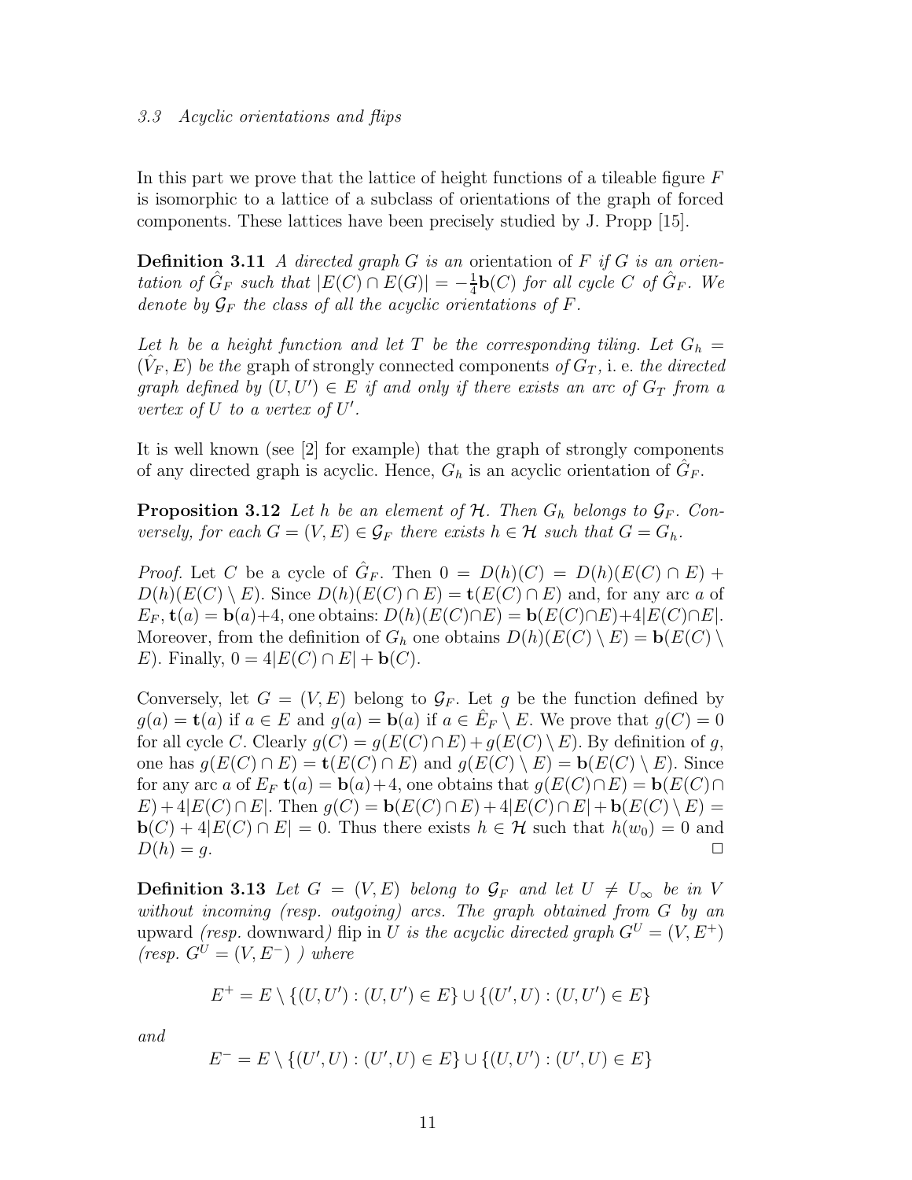### 3.3 Acyclic orientations and flips

In this part we prove that the lattice of height functions of a tileable figure $F$ is isomorphic to a lattice of a subclass of orientations of the graph of forced components. These lattices have been precisely studied by J. Propp [15].

**Definition 3.11** *A directed graph $G$ is an* orientation of $F$ *if $G$ is an orientation of $\hat{G}_F$ such that $|E(C) \cap E(G)| = -\frac{1}{4}\mathbf{b}(C)$ for all cycle $C$ of $\hat{G}_F$. We denote by $\mathcal{G}_F$ the class of all the acyclic orientations of $F$.*

*Let $h$ be a height function and let $T$ be the corresponding tiling. Let $G_h = (\hat{V}_F, E)$ be the* graph of strongly connected components *of $G_T$,* i. e. *the directed graph defined by $(U, U') \in E$ if and only if there exists an arc of $G_T$ from a vertex of $U$ to a vertex of $U'$.*

It is well known (see [2] for example) that the graph of strongly components of any directed graph is acyclic. Hence, $G_h$ is an acyclic orientation of $\hat{G}_F$.

**Proposition 3.12** *Let $h$ be an element of $\mathcal{H}$. Then $G_h$ belongs to $\mathcal{G}_F$. Conversely, for each $G = (V, E) \in \mathcal{G}_F$ there exists $h \in \mathcal{H}$ such that $G = G_h$.*

*Proof.* Let $C$ be a cycle of $\hat{G}_F$. Then $0 = D(h)(C) = D(h)(E(C) \cap E) + D(h)(E(C) \setminus E)$. Since $D(h)(E(C) \cap E) = \mathbf{t}(E(C) \cap E)$ and, for any arc $a$ of $E_F$, $\mathbf{t}(a) = \mathbf{b}(a)+4$, one obtains: $D(h)(E(C) \cap E) = \mathbf{b}(E(C) \cap E) + 4|E(C) \cap E|$. Moreover, from the definition of $G_h$ one obtains $D(h)(E(C) \setminus E) = \mathbf{b}(E(C) \setminus E)$. Finally, $0 = 4|E(C) \cap E| + \mathbf{b}(C)$.

Conversely, let $G = (V, E)$ belong to $\mathcal{G}_F$. Let $g$ be the function defined by $g(a) = \mathbf{t}(a)$ if $a \in E$ and $g(a) = \mathbf{b}(a)$ if $a \in \hat{E}_F \setminus E$. We prove that $g(C) = 0$ for all cycle $C$. Clearly $g(C) = g(E(C) \cap E) + g(E(C) \setminus E)$. By definition of $g$, one has $g(E(C) \cap E) = \mathbf{t}(E(C) \cap E)$ and $g(E(C) \setminus E) = \mathbf{b}(E(C) \setminus E)$. Since for any arc $a$ of $E_F$ $\mathbf{t}(a) = \mathbf{b}(a)+4$, one obtains that $g(E(C) \cap E) = \mathbf{b}(E(C) \cap E) + 4|E(C) \cap E|$. Then $g(C) = \mathbf{b}(E(C) \cap E) + 4|E(C) \cap E| + \mathbf{b}(E(C) \setminus E) = \mathbf{b}(C) + 4|E(C) \cap E| = 0$. Thus there exists $h \in \mathcal{H}$ such that $h(w_0) = 0$ and $D(h) = g$. $\square$

**Definition 3.13** *Let $G = (V, E)$ belong to $\mathcal{G}_F$ and let $U \neq U_\infty$ be in $V$ without incoming (resp. outgoing) arcs. The graph obtained from $G$ by an* upward *(resp.* downward*)* flip in $U$ *is the acyclic directed graph $G^U = (V, E^+)$ (resp. $G^U = (V, E^-)$ ) where*

$$E^+ = E \setminus \{(U, U') : (U, U') \in E\} \cup \{(U', U) : (U, U') \in E\}$$

*and*

$$E^- = E \setminus \{(U', U) : (U', U) \in E\} \cup \{(U, U') : (U', U) \in E\}$$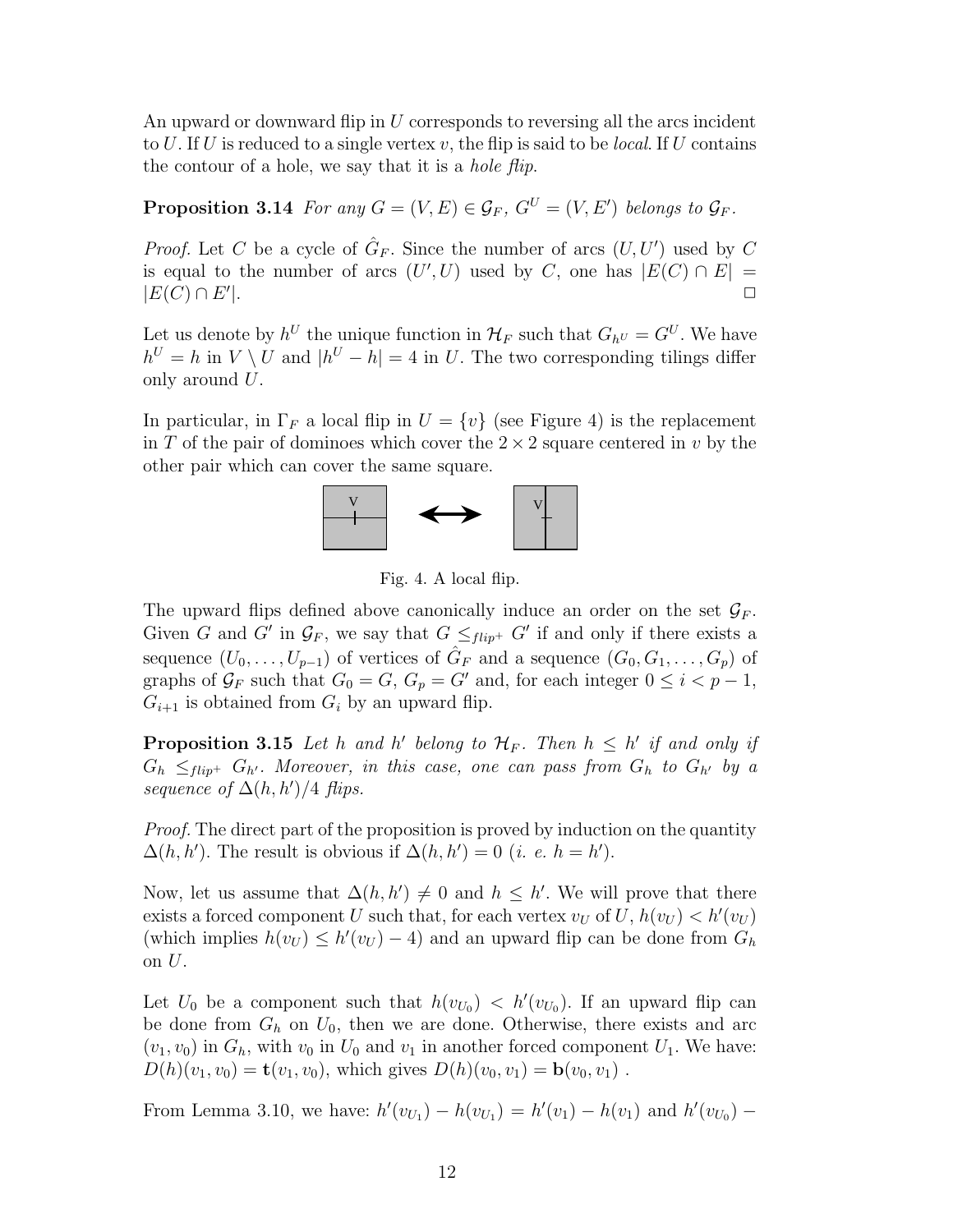An upward or downward flip in $U$ corresponds to reversing all the arcs incident to $U$. If $U$ is reduced to a single vertex $v$, the flip is said to be *local*. If $U$ contains the contour of a hole, we say that it is a *hole flip*.

**Proposition 3.14** *For any $G = (V, E) \in \mathcal{G}_F$, $G^U = (V, E')$ belongs to $\mathcal{G}_F$.*

*Proof.* Let $C$ be a cycle of $\hat{G}_F$. Since the number of arcs $(U, U')$ used by $C$ is equal to the number of arcs $(U', U)$ used by $C$, one has $|E(C) \cap E| = |E(C) \cap E'|$. □

Let us denote by $h^U$ the unique function in $\mathcal{H}_F$ such that $G_{h^U} = G^U$. We have $h^U = h$ in $V \setminus U$ and $|h^U - h| = 4$ in $U$. The two corresponding tilings differ only around $U$.

In particular, in $\Gamma_F$ a local flip in $U = \{v\}$ (see Figure 4) is the replacement in $T$ of the pair of dominoes which cover the $2 \times 2$ square centered in $v$ by the other pair which can cover the same square.

Fig. 4. A local flip.

The upward flips defined above canonically induce an order on the set $\mathcal{G}_F$. Given $G$ and $G'$ in $\mathcal{G}_F$, we say that $G \leq_{flip^+} G'$ if and only if there exists a sequence $(U_0, \ldots, U_{p-1})$ of vertices of $\hat{G}_F$ and a sequence $(G_0, G_1, \ldots, G_p)$ of graphs of $\mathcal{G}_F$ such that $G_0 = G$, $G_p = G'$ and, for each integer $0 \leq i < p-1$, $G_{i+1}$ is obtained from $G_i$ by an upward flip.

**Proposition 3.15** *Let $h$ and $h'$ belong to $\mathcal{H}_F$. Then $h \leq h'$ if and only if $G_h \leq_{flip^+} G_{h'}$. Moreover, in this case, one can pass from $G_h$ to $G_{h'}$ by a sequence of $\Delta(h, h')/4$ flips.*

*Proof.* The direct part of the proposition is proved by induction on the quantity $\Delta(h, h')$. The result is obvious if $\Delta(h, h') = 0$ (*i. e.* $h = h'$).

Now, let us assume that $\Delta(h, h') \neq 0$ and $h \leq h'$. We will prove that there exists a forced component $U$ such that, for each vertex $v_U$ of $U$, $h(v_U) < h'(v_U)$ (which implies $h(v_U) \leq h'(v_U) - 4$) and an upward flip can be done from $G_h$ on $U$.

Let $U_0$ be a component such that $h(v_{U_0}) < h'(v_{U_0})$. If an upward flip can be done from $G_h$ on $U_0$, then we are done. Otherwise, there exists and arc $(v_1, v_0)$ in $G_h$, with $v_0$ in $U_0$ and $v_1$ in another forced component $U_1$. We have: $D(h)(v_1, v_0) = \mathbf{t}(v_1, v_0)$, which gives $D(h)(v_0, v_1) = \mathbf{b}(v_0, v_1)$ .

From Lemma 3.10, we have: $h'(v_{U_1}) - h(v_{U_1}) = h'(v_1) - h(v_1)$ and $h'(v_{U_0}) -$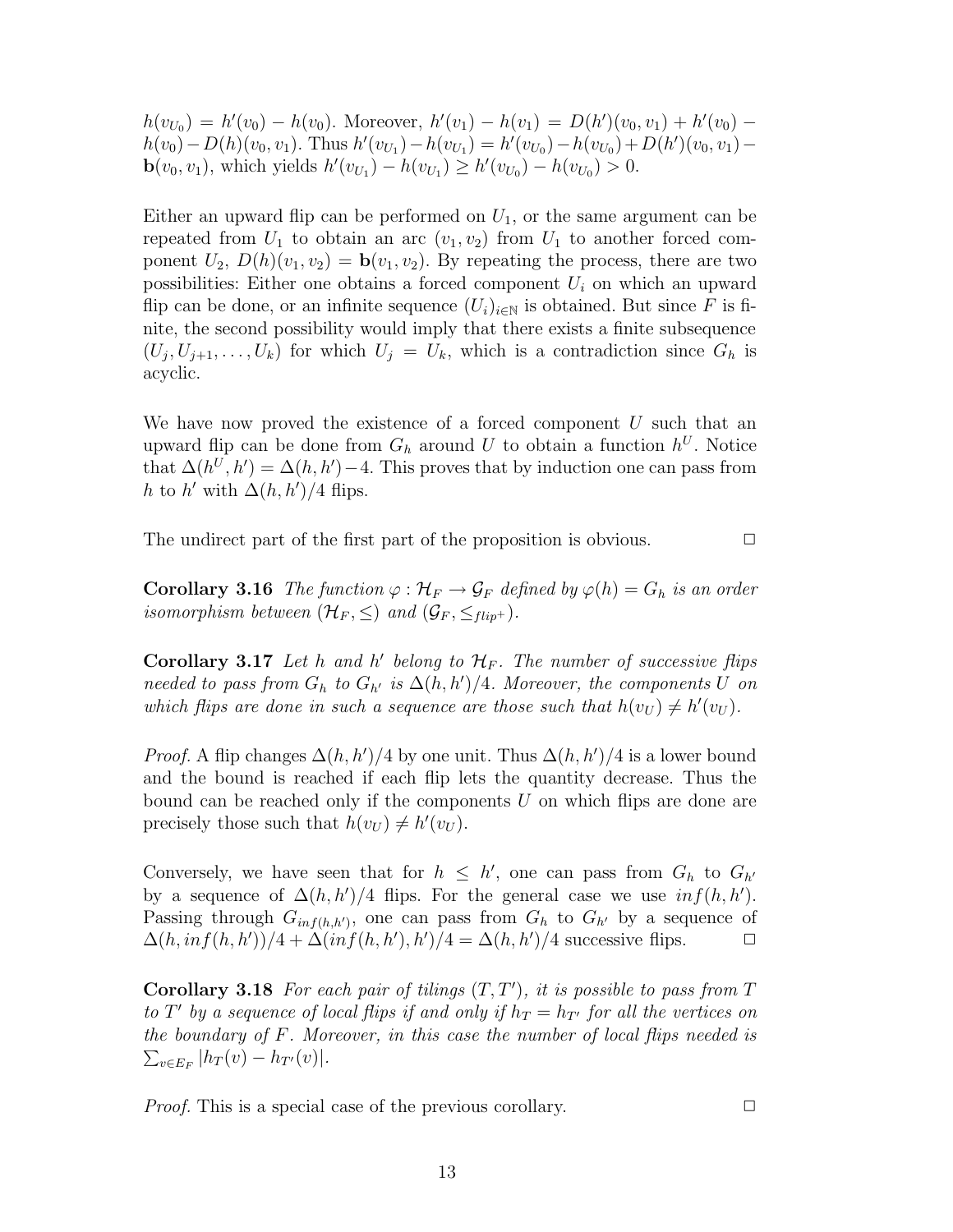$h(v_{U_0}) = h'(v_0) - h(v_0)$. Moreover, $h'(v_1) - h(v_1) = D(h')(v_0, v_1) + h'(v_0) - h(v_0) - D(h)(v_0, v_1)$. Thus $h'(v_{U_1}) - h(v_{U_1}) = h'(v_{U_0}) - h(v_{U_0}) + D(h')(v_0, v_1) - \mathbf{b}(v_0, v_1)$, which yields $h'(v_{U_1}) - h(v_{U_1}) \geq h'(v_{U_0}) - h(v_{U_0}) > 0$.

Either an upward flip can be performed on $U_1$, or the same argument can be repeated from $U_1$ to obtain an arc $(v_1, v_2)$ from $U_1$ to another forced component $U_2$, $D(h)(v_1, v_2) = \mathbf{b}(v_1, v_2)$. By repeating the process, there are two possibilities: Either one obtains a forced component $U_i$ on which an upward flip can be done, or an infinite sequence $(U_i)_{i \in \mathbb{N}}$ is obtained. But since $F$ is finite, the second possibility would imply that there exists a finite subsequence $(U_j, U_{j+1}, \ldots, U_k)$ for which $U_j = U_k$, which is a contradiction since $G_h$ is acyclic.

We have now proved the existence of a forced component $U$ such that an upward flip can be done from $G_h$ around $U$ to obtain a function $h^U$. Notice that $\Delta(h^U, h') = \Delta(h, h') - 4$. This proves that by induction one can pass from $h$ to $h'$ with $\Delta(h, h')/4$ flips.

The undirect part of the first part of the proposition is obvious. $\square$

**Corollary 3.16** *The function $\varphi : \mathcal{H}_F \rightarrow \mathcal{G}_F$ defined by $\varphi(h) = G_h$ is an order isomorphism between $(\mathcal{H}_F, \leq)$ and $(\mathcal{G}_F, \leq_{flip^+})$.*

**Corollary 3.17** *Let $h$ and $h'$ belong to $\mathcal{H}_F$. The number of successive flips needed to pass from $G_h$ to $G_{h'}$ is $\Delta(h, h')/4$. Moreover, the components $U$ on which flips are done in such a sequence are those such that $h(v_U) \neq h'(v_U)$.*

*Proof.* A flip changes $\Delta(h, h')/4$ by one unit. Thus $\Delta(h, h')/4$ is a lower bound and the bound is reached if each flip lets the quantity decrease. Thus the bound can be reached only if the components $U$ on which flips are done are precisely those such that $h(v_U) \neq h'(v_U)$.

Conversely, we have seen that for $h \leq h'$, one can pass from $G_h$ to $G_{h'}$ by a sequence of $\Delta(h, h')/4$ flips. For the general case we use $inf(h, h')$. Passing through $G_{inf(h,h')}$, one can pass from $G_h$ to $G_{h'}$ by a sequence of $\Delta(h, inf(h, h'))/4 + \Delta(inf(h, h'), h')/4 = \Delta(h, h')/4$ successive flips. $\square$

**Corollary 3.18** *For each pair of tilings $(T, T')$, it is possible to pass from $T$ to $T'$ by a sequence of local flips if and only if $h_T = h_{T'}$ for all the vertices on the boundary of $F$. Moreover, in this case the number of local flips needed is $\sum_{v \in E_F} |h_T(v) - h_{T'}(v)|$.*

*Proof.* This is a special case of the previous corollary. $\square$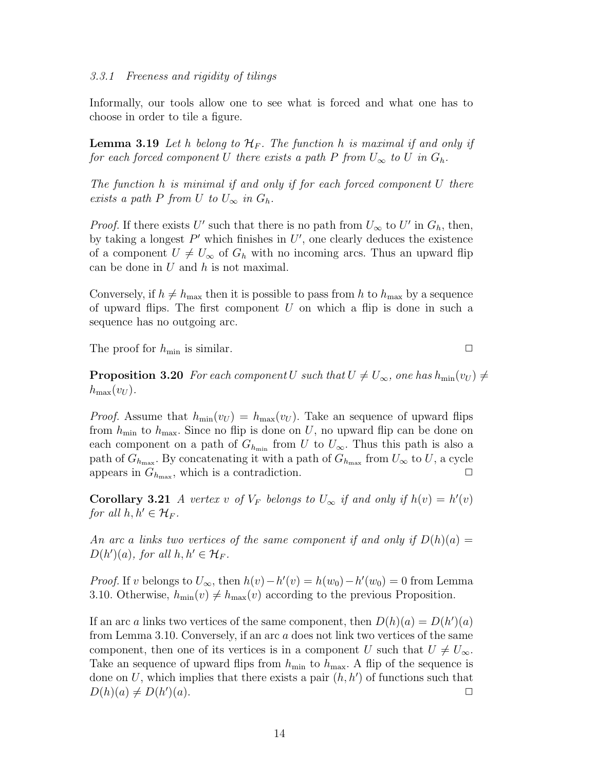### 3.3.1 *Freeness and rigidity of tilings*

Informally, our tools allow one to see what is forced and what one has to choose in order to tile a figure.

**Lemma 3.19** *Let $h$ belong to $\mathcal{H}_F$. The function $h$ is maximal if and only if for each forced component $U$ there exists a path $P$ from $U_\infty$ to $U$ in $G_h$.*

*The function $h$ is minimal if and only if for each forced component $U$ there exists a path $P$ from $U$ to $U_\infty$ in $G_h$.*

*Proof.* If there exists $U'$ such that there is no path from $U_\infty$ to $U'$ in $G_h$, then, by taking a longest $P'$ which finishes in $U'$, one clearly deduces the existence of a component $U \neq U_\infty$ of $G_h$ with no incoming arcs. Thus an upward flip can be done in $U$ and $h$ is not maximal.

Conversely, if $h \neq h_{\max}$ then it is possible to pass from $h$ to $h_{\max}$ by a sequence of upward flips. The first component $U$ on which a flip is done in such a sequence has no outgoing arc.

The proof for $h_{\min}$ is similar. □

**Proposition 3.20** *For each component $U$ such that $U \neq U_\infty$, one has $h_{\min}(v_U) \neq h_{\max}(v_U)$.*

*Proof.* Assume that $h_{\min}(v_U) = h_{\max}(v_U)$. Take an sequence of upward flips from $h_{\min}$ to $h_{\max}$. Since no flip is done on $U$, no upward flip can be done on each component on a path of $G_{h_{\min}}$ from $U$ to $U_\infty$. Thus this path is also a path of $G_{h_{\max}}$. By concatenating it with a path of $G_{h_{\max}}$ from $U_\infty$ to $U$, a cycle appears in $G_{h_{\max}}$, which is a contradiction. □

**Corollary 3.21** *A vertex $v$ of $V_F$ belongs to $U_\infty$ if and only if $h(v) = h'(v)$ for all $h, h' \in \mathcal{H}_F$.*

*An arc $a$ links two vertices of the same component if and only if $D(h)(a) = D(h')(a)$, for all $h, h' \in \mathcal{H}_F$.*

*Proof.* If $v$ belongs to $U_\infty$, then $h(v) - h'(v) = h(w_0) - h'(w_0) = 0$ from Lemma 3.10. Otherwise, $h_{\min}(v) \neq h_{\max}(v)$ according to the previous Proposition.

If an arc $a$ links two vertices of the same component, then $D(h)(a) = D(h')(a)$ from Lemma 3.10. Conversely, if an arc $a$ does not link two vertices of the same component, then one of its vertices is in a component $U$ such that $U \neq U_\infty$. Take an sequence of upward flips from $h_{\min}$ to $h_{\max}$. A flip of the sequence is done on $U$, which implies that there exists a pair $(h, h')$ of functions such that $D(h)(a) \neq D(h')(a)$. □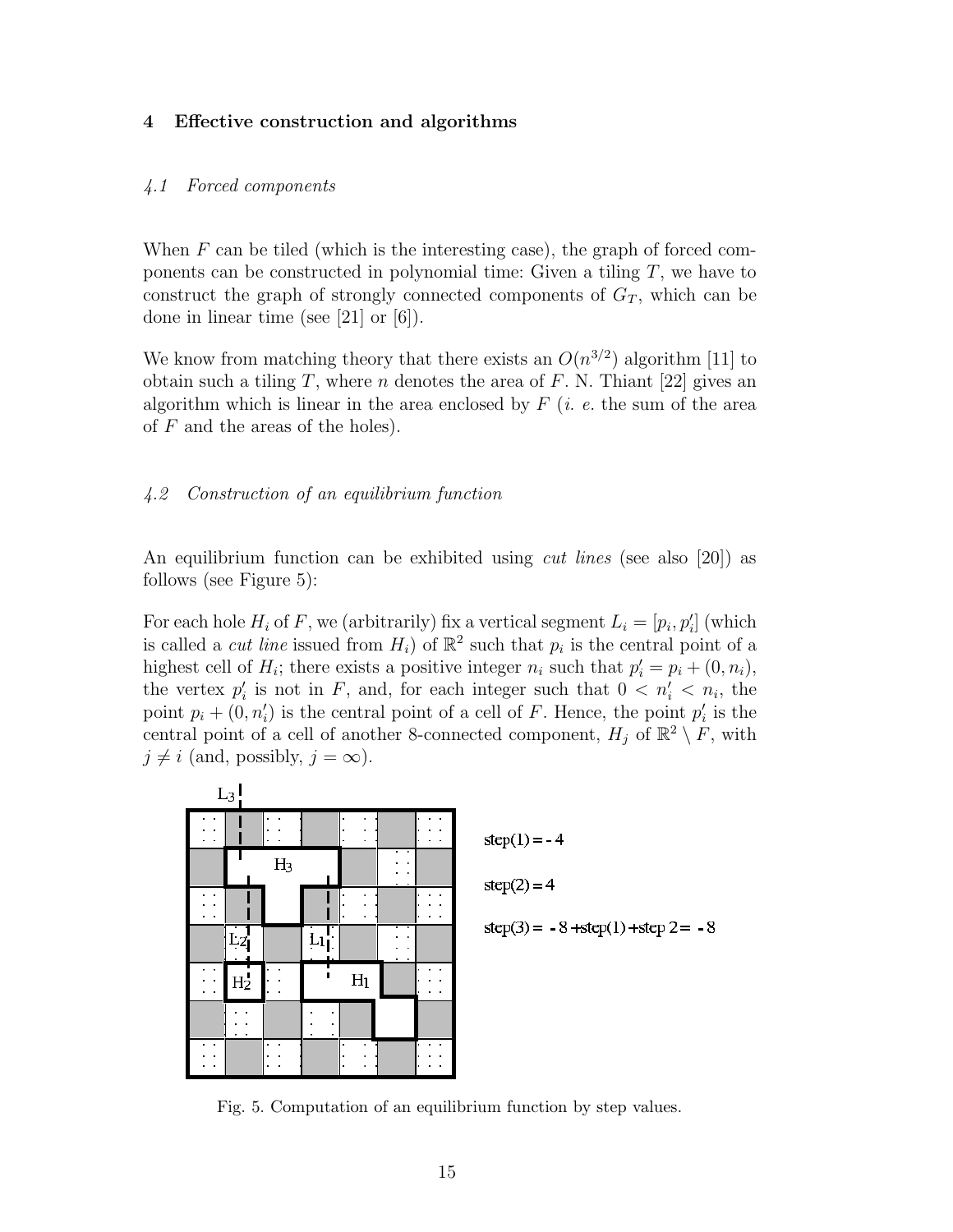## 4 Effective construction and algorithms

### 4.1 Forced components

When $F$ can be tiled (which is the interesting case), the graph of forced components can be constructed in polynomial time: Given a tiling $T$, we have to construct the graph of strongly connected components of $G_T$, which can be done in linear time (see [21] or [6]).

We know from matching theory that there exists an $O(n^{3/2})$ algorithm [11] to obtain such a tiling $T$, where $n$ denotes the area of $F$. N. Thiant [22] gives an algorithm which is linear in the area enclosed by $F$ (*i. e.* the sum of the area of $F$ and the areas of the holes).

### 4.2 Construction of an equilibrium function

An equilibrium function can be exhibited using *cut lines* (see also [20]) as follows (see Figure 5):

For each hole $H_i$ of $F$, we (arbitrarily) fix a vertical segment $L_i = [p_i, p'_i]$ (which is called a *cut line* issued from $H_i$) of $\mathbb{R}^2$ such that $p_i$ is the central point of a highest cell of $H_i$; there exists a positive integer $n_i$ such that $p'_i = p_i + (0, n_i)$, the vertex $p'_i$ is not in $F$, and, for each integer such that $0 < n'_i < n_i$, the point $p_i + (0, n'_i)$ is the central point of a cell of $F$. Hence, the point $p'_i$ is the central point of a cell of another 8-connected component, $H_j$ of $\mathbb{R}^2 \setminus F$, with $j \neq i$ (and, possibly, $j = \infty$).

step(1) = - 4

step(2) = 4

step(3) = - 8 + step(1) + step 2 = - 8

Fig. 5. Computation of an equilibrium function by step values.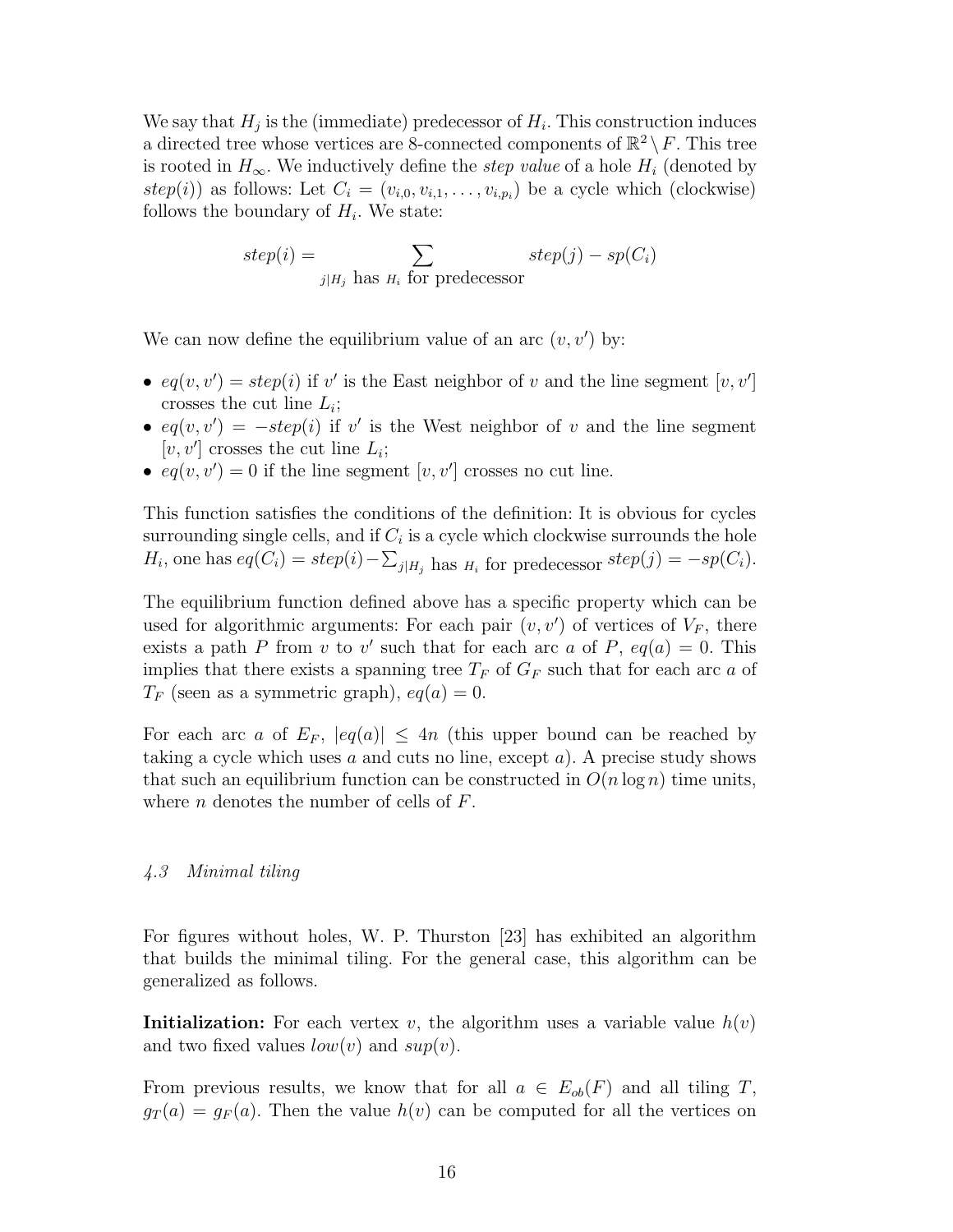We say that $H_j$ is the (immediate) predecessor of $H_i$. This construction induces a directed tree whose vertices are 8-connected components of $\mathbb{R}^2 \setminus F$. This tree is rooted in $H_\infty$. We inductively define the *step value* of a hole $H_i$ (denoted by $step(i)$) as follows: Let $C_i = (v_{i,0}, v_{i,1}, \ldots, v_{i,p_i})$ be a cycle which (clockwise) follows the boundary of $H_i$. We state:

$$step(i) = \sum_{j | H_j \text{ has } H_i \text{ for predecessor}} step(j) - sp(C_i)$$

We can now define the equilibrium value of an arc $(v, v')$ by:

- $eq(v, v') = step(i)$ if $v'$ is the East neighbor of $v$ and the line segment $[v, v']$ crosses the cut line $L_i$;
- $eq(v, v') = -step(i)$ if $v'$ is the West neighbor of $v$ and the line segment $[v, v']$ crosses the cut line $L_i$;
- $eq(v, v') = 0$ if the line segment $[v, v']$ crosses no cut line.

This function satisfies the conditions of the definition: It is obvious for cycles surrounding single cells, and if $C_i$ is a cycle which clockwise surrounds the hole $H_i$, one has $eq(C_i) = step(i) - \sum_{j | H_j \text{ has } H_i \text{ for predecessor}} step(j) = -sp(C_i)$.

The equilibrium function defined above has a specific property which can be used for algorithmic arguments: For each pair $(v, v')$ of vertices of $V_F$, there exists a path $P$ from $v$ to $v'$ such that for each arc $a$ of $P$, $eq(a) = 0$. This implies that there exists a spanning tree $T_F$ of $G_F$ such that for each arc $a$ of $T_F$ (seen as a symmetric graph), $eq(a) = 0$.

For each arc $a$ of $E_F$, $|eq(a)| \leq 4n$ (this upper bound can be reached by taking a cycle which uses $a$ and cuts no line, except $a$). A precise study shows that such an equilibrium function can be constructed in $O(n \log n)$ time units, where $n$ denotes the number of cells of $F$.

### *4.3 Minimal tiling*

For figures without holes, W. P. Thurston [23] has exhibited an algorithm that builds the minimal tiling. For the general case, this algorithm can be generalized as follows.

**Initialization:** For each vertex $v$, the algorithm uses a variable value $h(v)$ and two fixed values $low(v)$ and $sup(v)$.

From previous results, we know that for all $a \in E_{ob}(F)$ and all tiling $T$, $g_T(a) = g_F(a)$. Then the value $h(v)$ can be computed for all the vertices on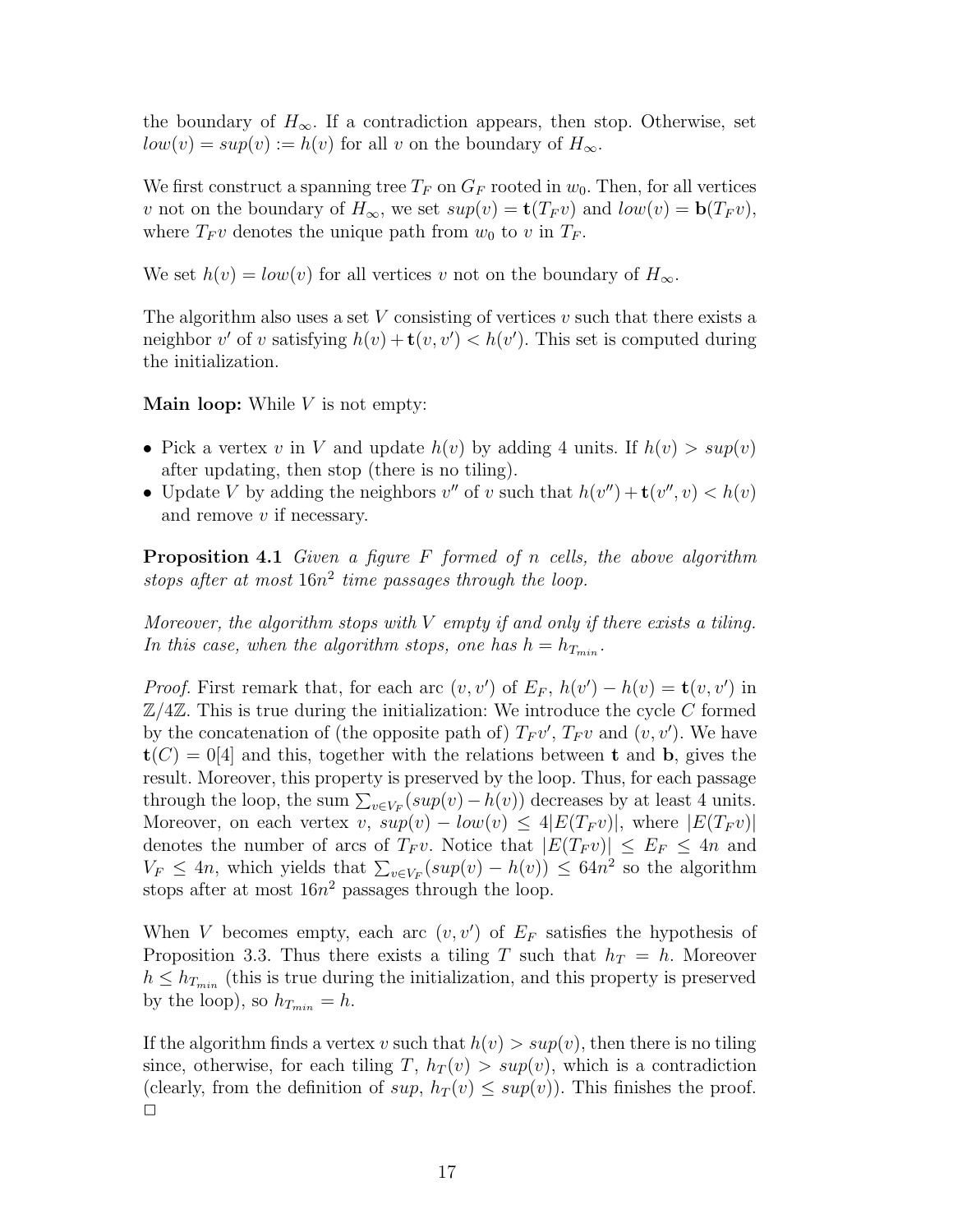the boundary of $H_\infty$. If a contradiction appears, then stop. Otherwise, set $low(v) = sup(v) := h(v)$ for all $v$ on the boundary of $H_\infty$.

We first construct a spanning tree $T_F$ on $G_F$ rooted in $w_0$. Then, for all vertices $v$ not on the boundary of $H_\infty$, we set $sup(v) = \mathbf{t}(T_F v)$ and $low(v) = \mathbf{b}(T_F v)$, where $T_F v$ denotes the unique path from $w_0$ to $v$ in $T_F$.

We set $h(v) = low(v)$ for all vertices $v$ not on the boundary of $H_\infty$.

The algorithm also uses a set $V$ consisting of vertices $v$ such that there exists a neighbor $v'$ of $v$ satisfying $h(v) + \mathbf{t}(v, v') < h(v')$. This set is computed during the initialization.

**Main loop:** While $V$ is not empty:

- Pick a vertex $v$ in $V$ and update $h(v)$ by adding 4 units. If $h(v) > sup(v)$ after updating, then stop (there is no tiling).
- Update $V$ by adding the neighbors $v''$ of $v$ such that $h(v'') + \mathbf{t}(v'', v) < h(v)$ and remove $v$ if necessary.

**Proposition 4.1** *Given a figure $F$ formed of $n$ cells, the above algorithm stops after at most $16n^2$ time passages through the loop.*

*Moreover, the algorithm stops with $V$ empty if and only if there exists a tiling. In this case, when the algorithm stops, one has $h = h_{T_{min}}$.*

*Proof.* First remark that, for each arc $(v, v')$ of $E_F$, $h(v') - h(v) = \mathbf{t}(v, v')$ in $\mathbb{Z}/4\mathbb{Z}$. This is true during the initialization: We introduce the cycle $C$ formed by the concatenation of (the opposite path of) $T_F v'$, $T_F v$ and $(v, v')$. We have $\mathbf{t}(C) = 0[4]$ and this, together with the relations between $\mathbf{t}$ and $\mathbf{b}$, gives the result. Moreover, this property is preserved by the loop. Thus, for each passage through the loop, the sum $\sum_{v \in V_F}(sup(v) - h(v))$ decreases by at least 4 units. Moreover, on each vertex $v$, $sup(v) - low(v) \leq 4|E(T_F v)|$, where $|E(T_F v)|$ denotes the number of arcs of $T_F v$. Notice that $|E(T_F v)| \leq E_F \leq 4n$ and $V_F \leq 4n$, which yields that $\sum_{v \in V_F}(sup(v) - h(v)) \leq 64n^2$ so the algorithm stops after at most $16n^2$ passages through the loop.

When $V$ becomes empty, each arc $(v, v')$ of $E_F$ satisfies the hypothesis of Proposition 3.3. Thus there exists a tiling $T$ such that $h_T = h$. Moreover $h \leq h_{T_{min}}$ (this is true during the initialization, and this property is preserved by the loop), so $h_{T_{min}} = h$.

If the algorithm finds a vertex $v$ such that $h(v) > sup(v)$, then there is no tiling since, otherwise, for each tiling $T$, $h_T(v) > sup(v)$, which is a contradiction (clearly, from the definition of $sup$, $h_T(v) \leq sup(v)$). This finishes the proof. $\square$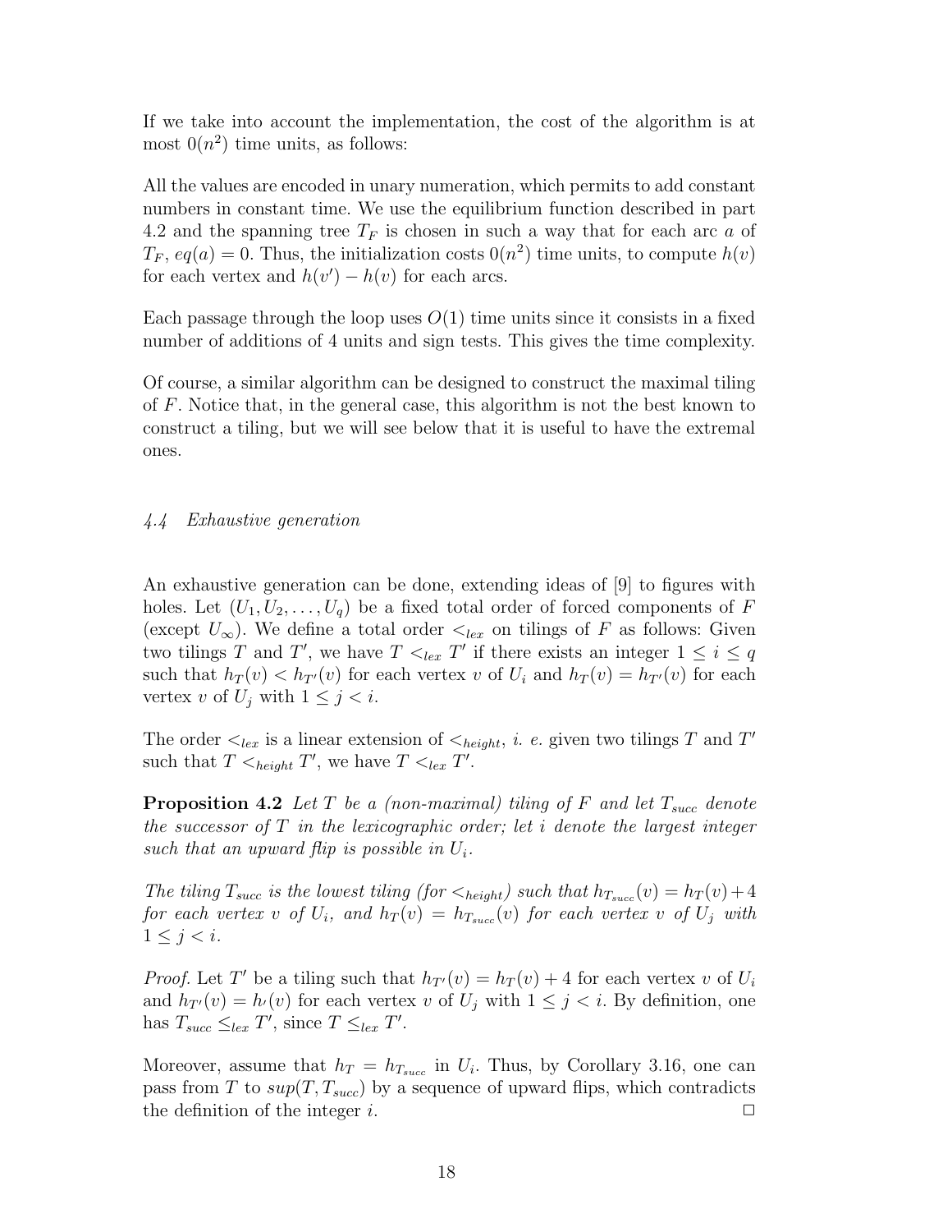If we take into account the implementation, the cost of the algorithm is at most $0(n^2)$ time units, as follows:

All the values are encoded in unary numeration, which permits to add constant numbers in constant time. We use the equilibrium function described in part 4.2 and the spanning tree $T_F$ is chosen in such a way that for each arc $a$ of $T_F$, $eq(a) = 0$. Thus, the initialization costs $0(n^2)$ time units, to compute $h(v)$ for each vertex and $h(v') - h(v)$ for each arcs.

Each passage through the loop uses $O(1)$ time units since it consists in a fixed number of additions of 4 units and sign tests. This gives the time complexity.

Of course, a similar algorithm can be designed to construct the maximal tiling of $F$. Notice that, in the general case, this algorithm is not the best known to construct a tiling, but we will see below that it is useful to have the extremal ones.

### *4.4 Exhaustive generation*

An exhaustive generation can be done, extending ideas of [9] to figures with holes. Let $(U_1, U_2, \ldots, U_q)$ be a fixed total order of forced components of $F$ (except $U_\infty$). We define a total order $<_{lex}$ on tilings of $F$ as follows: Given two tilings $T$ and $T'$, we have $T <_{lex} T'$ if there exists an integer $1 \leq i \leq q$ such that $h_T(v) < h_{T'}(v)$ for each vertex $v$ of $U_i$ and $h_T(v) = h_{T'}(v)$ for each vertex $v$ of $U_j$ with $1 \leq j < i$.

The order $<_{lex}$ is a linear extension of $<_{height}$, *i. e.* given two tilings $T$ and $T'$ such that $T <_{height} T'$, we have $T <_{lex} T'$.

**Proposition 4.2** *Let $T$ be a (non-maximal) tiling of $F$ and let $T_{succ}$ denote the successor of $T$ in the lexicographic order; let $i$ denote the largest integer such that an upward flip is possible in $U_i$.*

*The tiling $T_{succ}$ is the lowest tiling (for $<_{height}$) such that $h_{T_{succ}}(v) = h_T(v)+4$ for each vertex $v$ of $U_i$, and $h_T(v) = h_{T_{succ}}(v)$ for each vertex $v$ of $U_j$ with $1 \leq j < i$.*

*Proof.* Let $T'$ be a tiling such that $h_{T'}(v) = h_T(v) + 4$ for each vertex $v$ of $U_i$ and $h_{T'}(v) = h_{\prime}(v)$ for each vertex $v$ of $U_j$ with $1 \leq j < i$. By definition, one has $T_{succ} \leq_{lex} T'$, since $T \leq_{lex} T'$.

Moreover, assume that $h_T = h_{T_{succ}}$ in $U_i$. Thus, by Corollary 3.16, one can pass from $T$ to $sup(T, T_{succ})$ by a sequence of upward flips, which contradicts the definition of the integer $i$. $\square$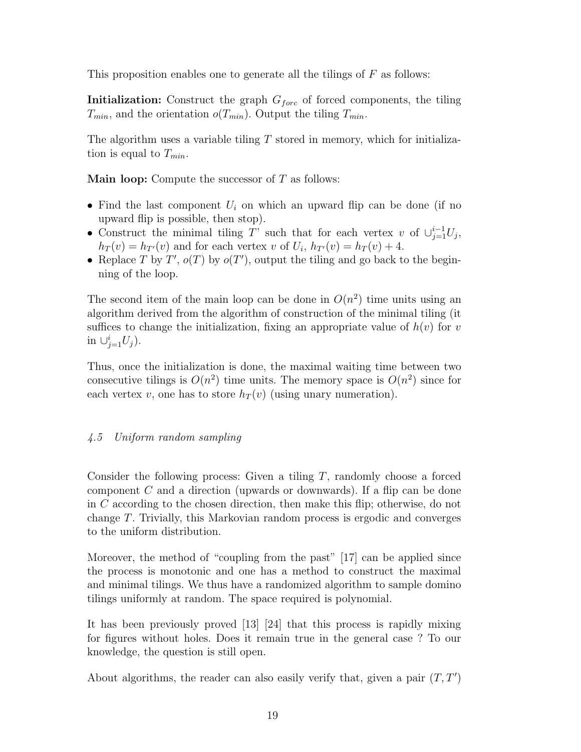This proposition enables one to generate all the tilings of $F$ as follows:

**Initialization:** Construct the graph $G_{forc}$ of forced components, the tiling $T_{min}$, and the orientation $o(T_{min})$. Output the tiling $T_{min}$.

The algorithm uses a variable tiling $T$ stored in memory, which for initialization is equal to $T_{min}$.

**Main loop:** Compute the successor of $T$ as follows:

- Find the last component $U_i$ on which an upward flip can be done (if no upward flip is possible, then stop).
- Construct the minimal tiling $T$' such that for each vertex $v$ of $\cup_{j=1}^{i-1} U_j$, $h_T(v) = h_{T'}(v)$ and for each vertex $v$ of $U_i$, $h_{T'}(v) = h_T(v) + 4$.
- Replace $T$ by $T'$, $o(T)$ by $o(T')$, output the tiling and go back to the beginning of the loop.

The second item of the main loop can be done in $O(n^2)$ time units using an algorithm derived from the algorithm of construction of the minimal tiling (it suffices to change the initialization, fixing an appropriate value of $h(v)$ for $v$ in $\cup_{j=1}^{i} U_j$).

Thus, once the initialization is done, the maximal waiting time between two consecutive tilings is $O(n^2)$ time units. The memory space is $O(n^2)$ since for each vertex $v$, one has to store $h_T(v)$ (using unary numeration).

### *4.5 Uniform random sampling*

Consider the following process: Given a tiling $T$, randomly choose a forced component $C$ and a direction (upwards or downwards). If a flip can be done in $C$ according to the chosen direction, then make this flip; otherwise, do not change $T$. Trivially, this Markovian random process is ergodic and converges to the uniform distribution.

Moreover, the method of "coupling from the past" [17] can be applied since the process is monotonic and one has a method to construct the maximal and minimal tilings. We thus have a randomized algorithm to sample domino tilings uniformly at random. The space required is polynomial.

It has been previously proved [13] [24] that this process is rapidly mixing for figures without holes. Does it remain true in the general case ? To our knowledge, the question is still open.

About algorithms, the reader can also easily verify that, given a pair $(T, T')$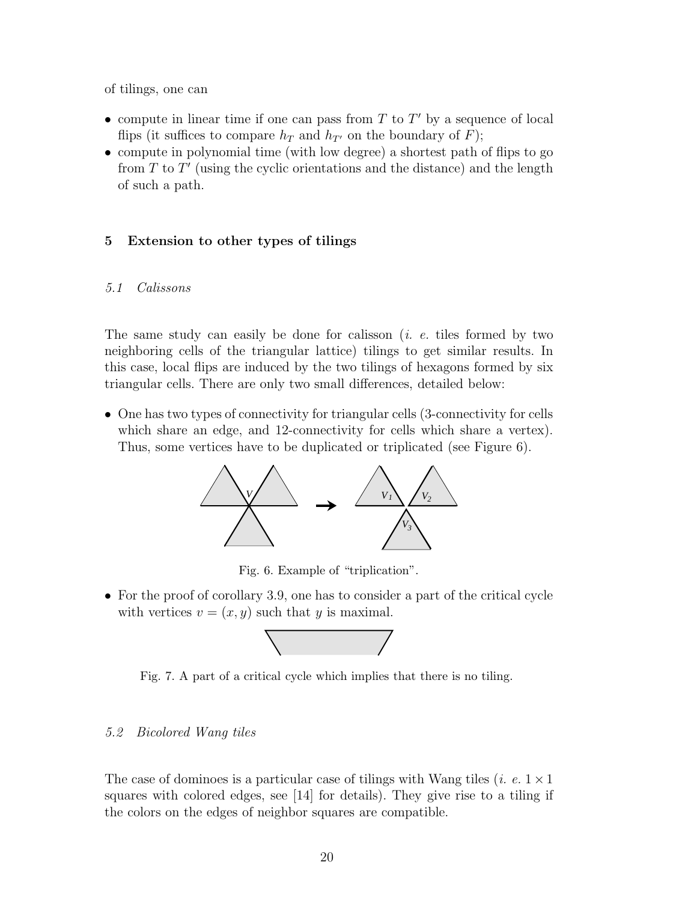of tilings, one can

- compute in linear time if one can pass from $T$ to $T'$ by a sequence of local flips (it suffices to compare $h_T$ and $h_{T'}$ on the boundary of $F$);
- compute in polynomial time (with low degree) a shortest path of flips to go from $T$ to $T'$ (using the cyclic orientations and the distance) and the length of such a path.

## 5 Extension to other types of tilings

### 5.1 *Calissons*

The same study can easily be done for calisson (*i. e.* tiles formed by two neighboring cells of the triangular lattice) tilings to get similar results. In this case, local flips are induced by the two tilings of hexagons formed by six triangular cells. There are only two small differences, detailed below:

- One has two types of connectivity for triangular cells (3-connectivity for cells which share an edge, and 12-connectivity for cells which share a vertex). Thus, some vertices have to be duplicated or triplicated (see Figure 6).

Fig. 6. Example of "triplication".

- For the proof of corollary 3.9, one has to consider a part of the critical cycle with vertices $v = (x, y)$ such that $y$ is maximal.

Fig. 7. A part of a critical cycle which implies that there is no tiling.

### 5.2 *Bicolored Wang tiles*

The case of dominoes is a particular case of tilings with Wang tiles (*i. e.* $1 \times 1$ squares with colored edges, see [14] for details). They give rise to a tiling if the colors on the edges of neighbor squares are compatible.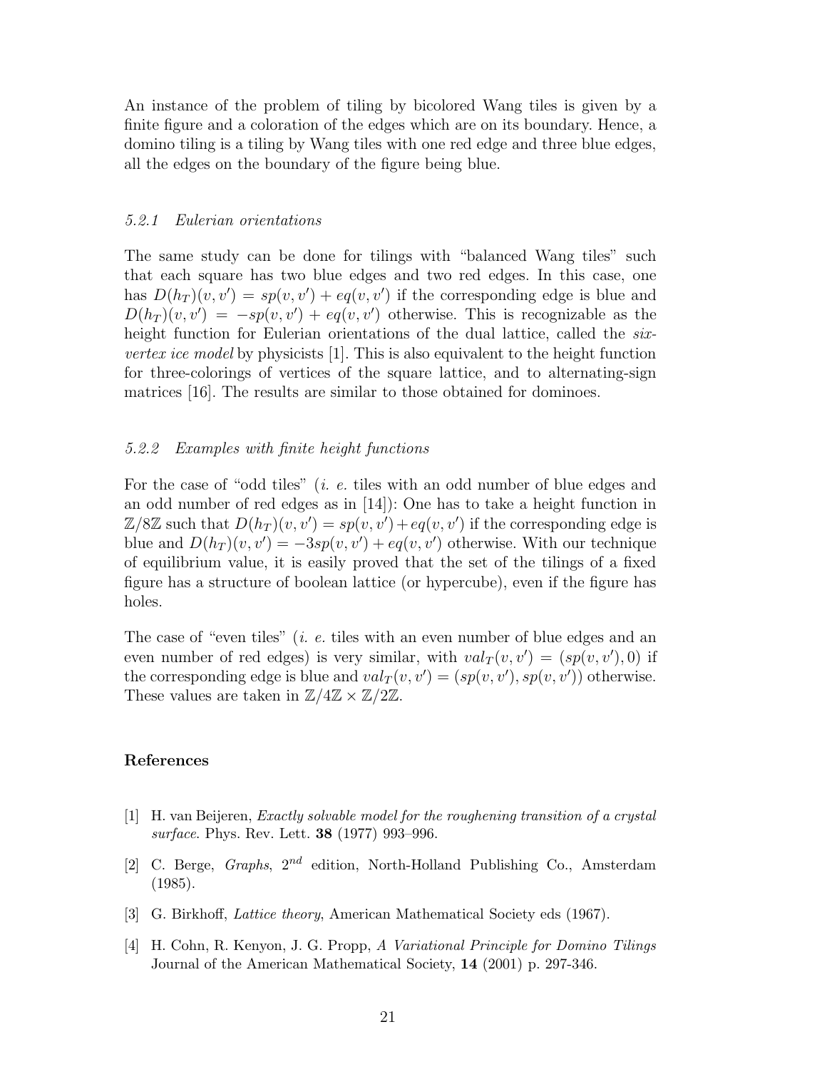An instance of the problem of tiling by bicolored Wang tiles is given by a finite figure and a coloration of the edges which are on its boundary. Hence, a domino tiling is a tiling by Wang tiles with one red edge and three blue edges, all the edges on the boundary of the figure being blue.

#### *5.2.1 Eulerian orientations*

The same study can be done for tilings with "balanced Wang tiles" such that each square has two blue edges and two red edges. In this case, one has $D(h_T)(v,v') = sp(v,v') + eq(v,v')$ if the corresponding edge is blue and $D(h_T)(v,v') = -sp(v,v') + eq(v,v')$ otherwise. This is recognizable as the height function for Eulerian orientations of the dual lattice, called the *six-vertex ice model* by physicists [1]. This is also equivalent to the height function for three-colorings of vertices of the square lattice, and to alternating-sign matrices [16]. The results are similar to those obtained for dominoes.

#### *5.2.2 Examples with finite height functions*

For the case of "odd tiles" (*i. e.* tiles with an odd number of blue edges and an odd number of red edges as in [14]): One has to take a height function in $\mathbb{Z}/8\mathbb{Z}$ such that $D(h_T)(v,v') = sp(v,v') + eq(v,v')$ if the corresponding edge is blue and $D(h_T)(v,v') = -3sp(v,v') + eq(v,v')$ otherwise. With our technique of equilibrium value, it is easily proved that the set of the tilings of a fixed figure has a structure of boolean lattice (or hypercube), even if the figure has holes.

The case of "even tiles" (*i. e.* tiles with an even number of blue edges and an even number of red edges) is very similar, with $val_T(v,v') = (sp(v,v'), 0)$ if the corresponding edge is blue and $val_T(v,v') = (sp(v,v'), sp(v,v'))$ otherwise. These values are taken in $\mathbb{Z}/4\mathbb{Z} \times \mathbb{Z}/2\mathbb{Z}$.

## References

[1] H. van Beijeren, *Exactly solvable model for the roughening transition of a crystal surface*. Phys. Rev. Lett. **38** (1977) 993–996.

[2] C. Berge, *Graphs*, $2^{nd}$ edition, North-Holland Publishing Co., Amsterdam (1985).

[3] G. Birkhoff, *Lattice theory*, American Mathematical Society eds (1967).

[4] H. Cohn, R. Kenyon, J. G. Propp, *A Variational Principle for Domino Tilings* Journal of the American Mathematical Society, **14** (2001) p. 297-346.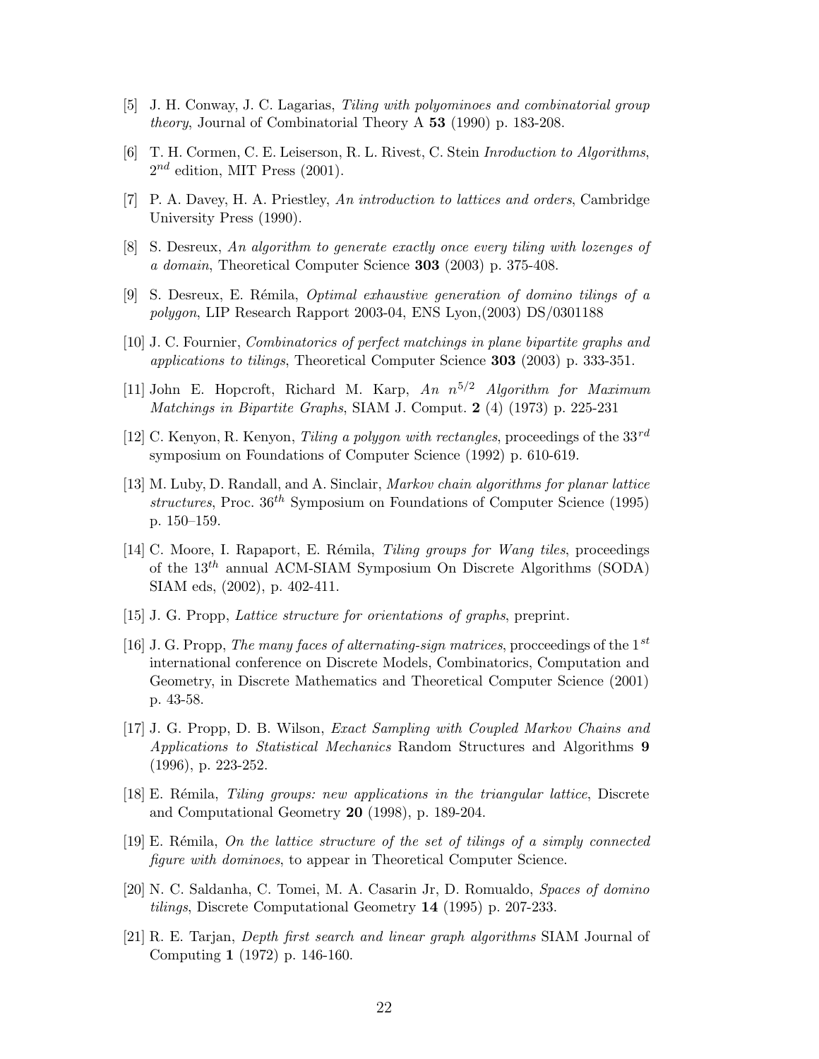[5] J. H. Conway, J. C. Lagarias, *Tiling with polyominoes and combinatorial group theory*, Journal of Combinatorial Theory A **53** (1990) p. 183-208.

[6] T. H. Cormen, C. E. Leiserson, R. L. Rivest, C. Stein *Inroduction to Algorithms*, $2^{nd}$ edition, MIT Press (2001).

[7] P. A. Davey, H. A. Priestley, *An introduction to lattices and orders*, Cambridge University Press (1990).

[8] S. Desreux, *An algorithm to generate exactly once every tiling with lozenges of a domain*, Theoretical Computer Science **303** (2003) p. 375-408.

[9] S. Desreux, E. Rémila, *Optimal exhaustive generation of domino tilings of a polygon*, LIP Research Rapport 2003-04, ENS Lyon,(2003) DS/0301188

[10] J. C. Fournier, *Combinatorics of perfect matchings in plane bipartite graphs and applications to tilings*, Theoretical Computer Science **303** (2003) p. 333-351.

[11] John E. Hopcroft, Richard M. Karp, *An $n^{5/2}$ Algorithm for Maximum Matchings in Bipartite Graphs*, SIAM J. Comput. **2** (4) (1973) p. 225-231

[12] C. Kenyon, R. Kenyon, *Tiling a polygon with rectangles*, proceedings of the $33^{rd}$ symposium on Foundations of Computer Science (1992) p. 610-619.

[13] M. Luby, D. Randall, and A. Sinclair, *Markov chain algorithms for planar lattice structures*, Proc. $36^{th}$ Symposium on Foundations of Computer Science (1995) p. 150–159.

[14] C. Moore, I. Rapaport, E. Rémila, *Tiling groups for Wang tiles*, proceedings of the $13^{th}$ annual ACM-SIAM Symposium On Discrete Algorithms (SODA) SIAM eds, (2002), p. 402-411.

[15] J. G. Propp, *Lattice structure for orientations of graphs*, preprint.

[16] J. G. Propp, *The many faces of alternating-sign matrices*, procceedings of the $1^{st}$ international conference on Discrete Models, Combinatorics, Computation and Geometry, in Discrete Mathematics and Theoretical Computer Science (2001) p. 43-58.

[17] J. G. Propp, D. B. Wilson, *Exact Sampling with Coupled Markov Chains and Applications to Statistical Mechanics* Random Structures and Algorithms **9** (1996), p. 223-252.

[18] E. Rémila, *Tiling groups: new applications in the triangular lattice*, Discrete and Computational Geometry **20** (1998), p. 189-204.

[19] E. Rémila, *On the lattice structure of the set of tilings of a simply connected figure with dominoes*, to appear in Theoretical Computer Science.

[20] N. C. Saldanha, C. Tomei, M. A. Casarin Jr, D. Romualdo, *Spaces of domino tilings*, Discrete Computational Geometry **14** (1995) p. 207-233.

[21] R. E. Tarjan, *Depth first search and linear graph algorithms* SIAM Journal of Computing **1** (1972) p. 146-160.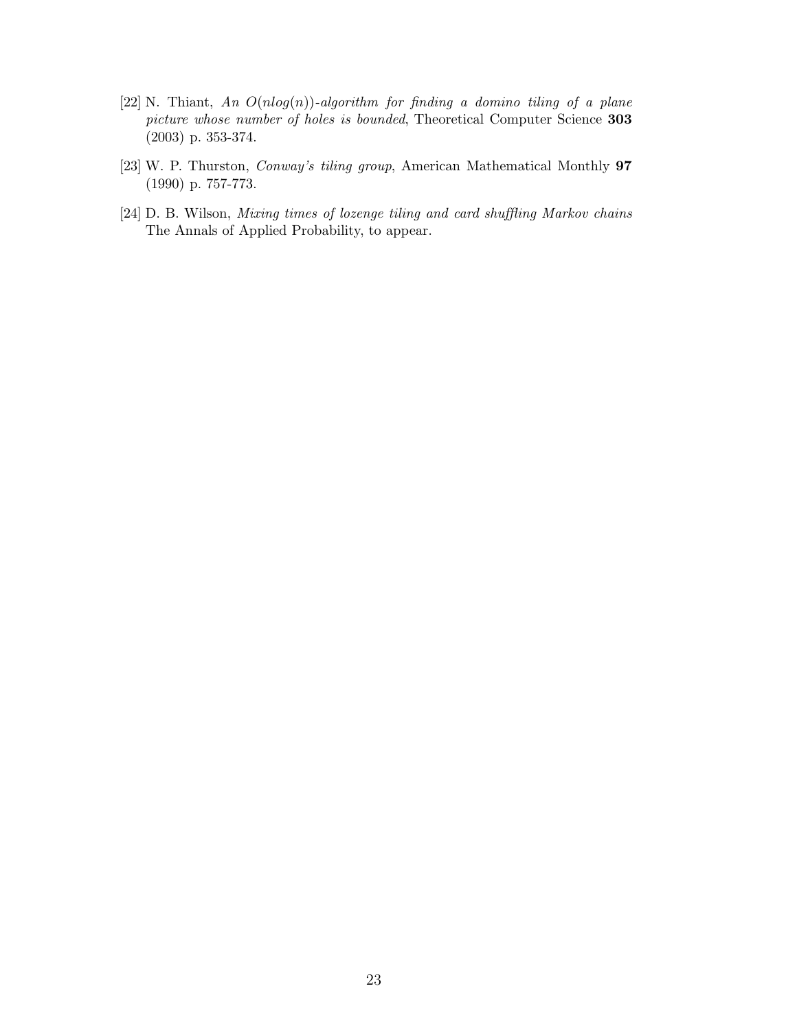[22] N. Thiant, *An $O(nlog(n))$-algorithm for finding a domino tiling of a plane picture whose number of holes is bounded*, Theoretical Computer Science **303** (2003) p. 353-374.

[23] W. P. Thurston, *Conway's tiling group*, American Mathematical Monthly **97** (1990) p. 757-773.

[24] D. B. Wilson, *Mixing times of lozenge tiling and card shuffling Markov chains* The Annals of Applied Probability, to appear.